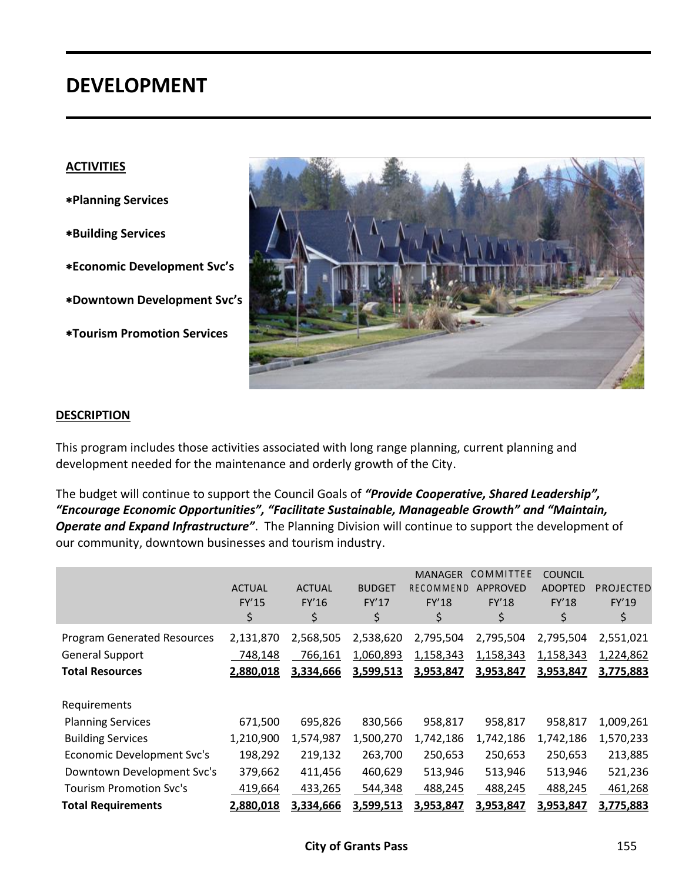# DEVELOPMENT

**ACTIVITIES**

- **Planning Services**
- **Building Services**
- **Economic Development Svc's**
- **Downtown Development Svc's**
- **Tourism Promotion Services**

**DESCRIPTION**

This program includes those activities associated with long range planning, current planning and development needed for the maintenance and orderly growth of the City.

The budget will continue to support the Council Goals of ***"Provide Cooperative, Shared Leadership", "Encourage Economic Opportunities", "Facilitate Sustainable, Manageable Growth" and "Maintain, Operate and Expand Infrastructure"***. The Planning Division will continue to support the development of our community, downtown businesses and tourism industry.

| | ACTUAL FY'15 $ | ACTUAL FY'16 $ | BUDGET FY'17 $ | MANAGER RECOMMEND FY'18 $ | COMMITTEE APPROVED FY'18 $ | COUNCIL ADOPTED FY'18 $ | PROJECTED FY'19 $ |
|---|---|---|---|---|---|---|---|
| Program Generated Resources | 2,131,870 | 2,568,505 | 2,538,620 | 2,795,504 | 2,795,504 | 2,795,504 | 2,551,021 |
| General Support | 748,148 | 766,161 | 1,060,893 | 1,158,343 | 1,158,343 | 1,158,343 | 1,224,862 |
| **Total Resources** | **2,880,018** | **3,334,666** | **3,599,513** | **3,953,847** | **3,953,847** | **3,953,847** | **3,775,883** |
| Requirements | | | | | | | |
| Planning Services | 671,500 | 695,826 | 830,566 | 958,817 | 958,817 | 958,817 | 1,009,261 |
| Building Services | 1,210,900 | 1,574,987 | 1,500,270 | 1,742,186 | 1,742,186 | 1,742,186 | 1,570,233 |
| Economic Development Svc's | 198,292 | 219,132 | 263,700 | 250,653 | 250,653 | 250,653 | 213,885 |
| Downtown Development Svc's | 379,662 | 411,456 | 460,629 | 513,946 | 513,946 | 513,946 | 521,236 |
| Tourism Promotion Svc's | 419,664 | 433,265 | 544,348 | 488,245 | 488,245 | 488,245 | 461,268 |
| **Total Requirements** | **2,880,018** | **3,334,666** | **3,599,513** | **3,953,847** | **3,953,847** | **3,953,847** | **3,775,883** |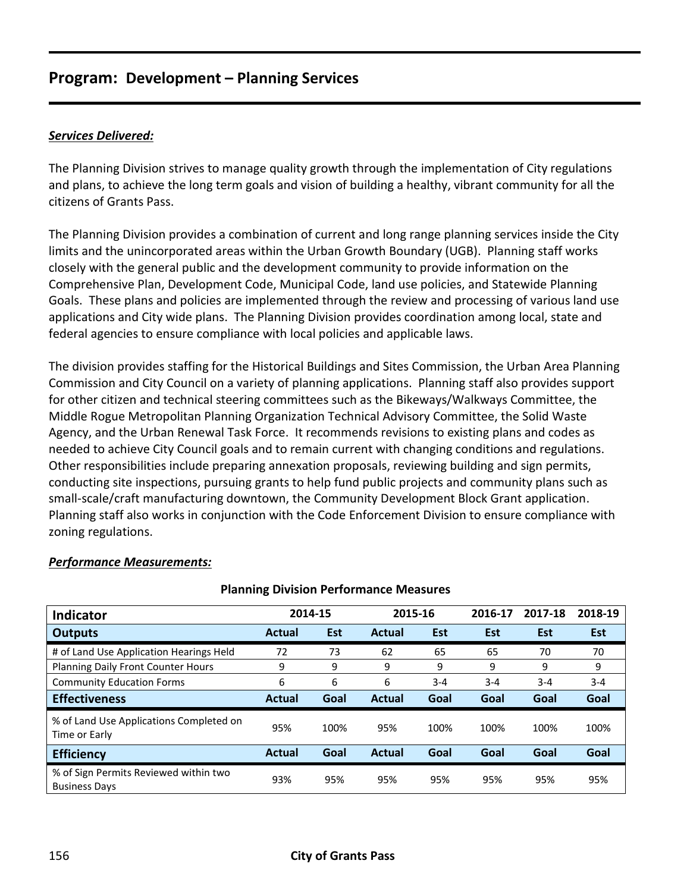## Program: Development – Planning Services

***Services Delivered:***

The Planning Division strives to manage quality growth through the implementation of City regulations and plans, to achieve the long term goals and vision of building a healthy, vibrant community for all the citizens of Grants Pass.

The Planning Division provides a combination of current and long range planning services inside the City limits and the unincorporated areas within the Urban Growth Boundary (UGB). Planning staff works closely with the general public and the development community to provide information on the Comprehensive Plan, Development Code, Municipal Code, land use policies, and Statewide Planning Goals. These plans and policies are implemented through the review and processing of various land use applications and City wide plans. The Planning Division provides coordination among local, state and federal agencies to ensure compliance with local policies and applicable laws.

The division provides staffing for the Historical Buildings and Sites Commission, the Urban Area Planning Commission and City Council on a variety of planning applications. Planning staff also provides support for other citizen and technical steering committees such as the Bikeways/Walkways Committee, the Middle Rogue Metropolitan Planning Organization Technical Advisory Committee, the Solid Waste Agency, and the Urban Renewal Task Force. It recommends revisions to existing plans and codes as needed to achieve City Council goals and to remain current with changing conditions and regulations. Other responsibilities include preparing annexation proposals, reviewing building and sign permits, conducting site inspections, pursuing grants to help fund public projects and community plans such as small-scale/craft manufacturing downtown, the Community Development Block Grant application. Planning staff also works in conjunction with the Code Enforcement Division to ensure compliance with zoning regulations.

***Performance Measurements:***

**Planning Division Performance Measures**

| Indicator | 2014-15 | | 2015-16 | | 2016-17 | 2017-18 | 2018-19 |
|---|---|---|---|---|---|---|---|
| **Outputs** | **Actual** | **Est** | **Actual** | **Est** | **Est** | **Est** | **Est** |
| # of Land Use Application Hearings Held | 72 | 73 | 62 | 65 | 65 | 70 | 70 |
| Planning Daily Front Counter Hours | 9 | 9 | 9 | 9 | 9 | 9 | 9 |
| Community Education Forms | 6 | 6 | 6 | 3-4 | 3-4 | 3-4 | 3-4 |
| **Effectiveness** | **Actual** | **Goal** | **Actual** | **Goal** | **Goal** | **Goal** | **Goal** |
| % of Land Use Applications Completed on Time or Early | 95% | 100% | 95% | 100% | 100% | 100% | 100% |
| **Efficiency** | **Actual** | **Goal** | **Actual** | **Goal** | **Goal** | **Goal** | **Goal** |
| % of Sign Permits Reviewed within two Business Days | 93% | 95% | 95% | 95% | 95% | 95% | 95% |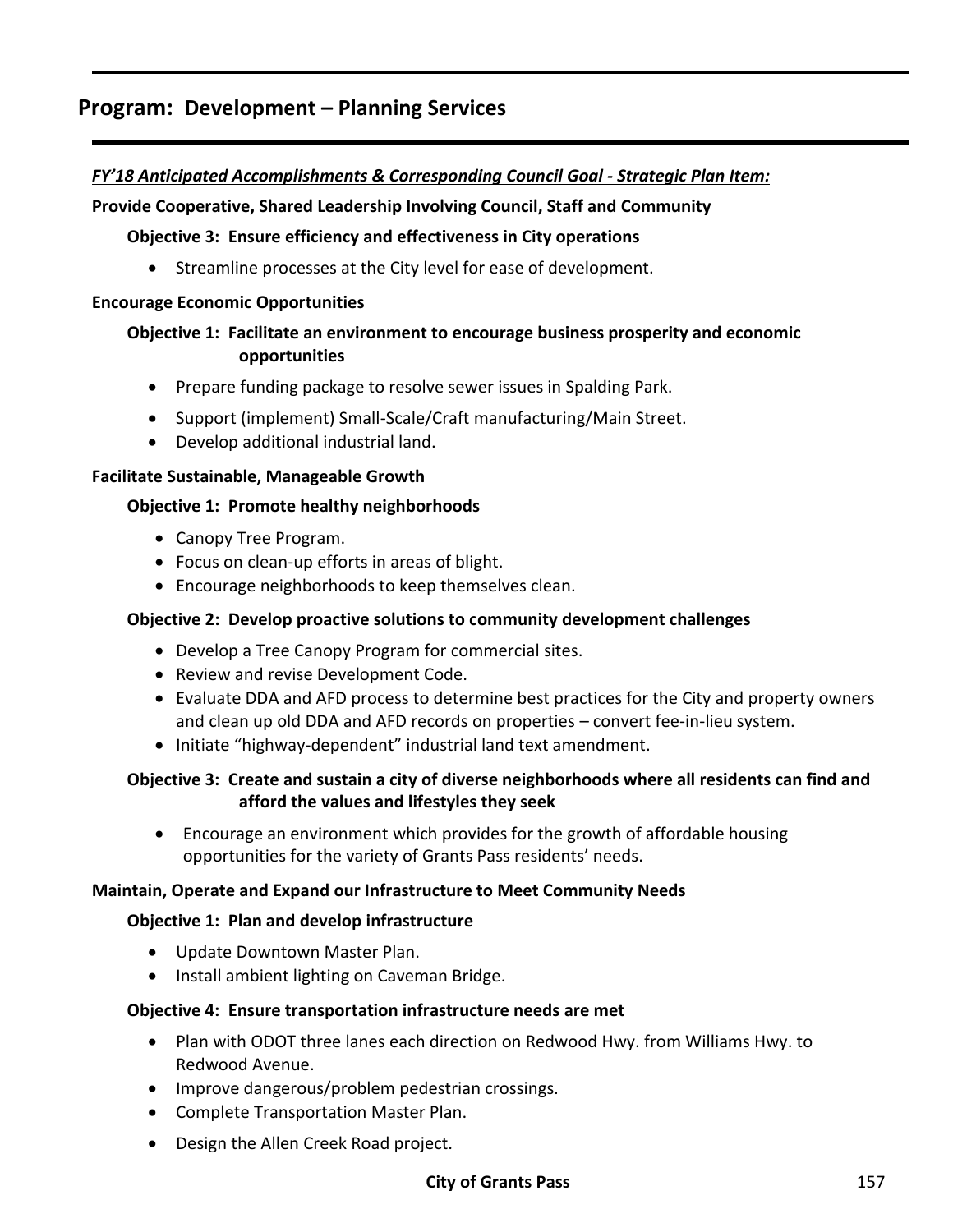## Program: Development – Planning Services

***FY'18 Anticipated Accomplishments & Corresponding Council Goal - Strategic Plan Item:***

**Provide Cooperative, Shared Leadership Involving Council, Staff and Community**

**Objective 3: Ensure efficiency and effectiveness in City operations**

- Streamline processes at the City level for ease of development.

**Encourage Economic Opportunities**

**Objective 1: Facilitate an environment to encourage business prosperity and economic opportunities**

- Prepare funding package to resolve sewer issues in Spalding Park.
- Support (implement) Small-Scale/Craft manufacturing/Main Street.
- Develop additional industrial land.

**Facilitate Sustainable, Manageable Growth**

**Objective 1: Promote healthy neighborhoods**

- Canopy Tree Program.
- Focus on clean-up efforts in areas of blight.
- Encourage neighborhoods to keep themselves clean.

**Objective 2: Develop proactive solutions to community development challenges**

- Develop a Tree Canopy Program for commercial sites.
- Review and revise Development Code.
- Evaluate DDA and AFD process to determine best practices for the City and property owners and clean up old DDA and AFD records on properties – convert fee-in-lieu system.
- Initiate "highway-dependent" industrial land text amendment.

**Objective 3: Create and sustain a city of diverse neighborhoods where all residents can find and afford the values and lifestyles they seek**

- Encourage an environment which provides for the growth of affordable housing opportunities for the variety of Grants Pass residents' needs.

**Maintain, Operate and Expand our Infrastructure to Meet Community Needs**

**Objective 1: Plan and develop infrastructure**

- Update Downtown Master Plan.
- Install ambient lighting on Caveman Bridge.

**Objective 4: Ensure transportation infrastructure needs are met**

- Plan with ODOT three lanes each direction on Redwood Hwy. from Williams Hwy. to Redwood Avenue.
- Improve dangerous/problem pedestrian crossings.
- Complete Transportation Master Plan.
- Design the Allen Creek Road project.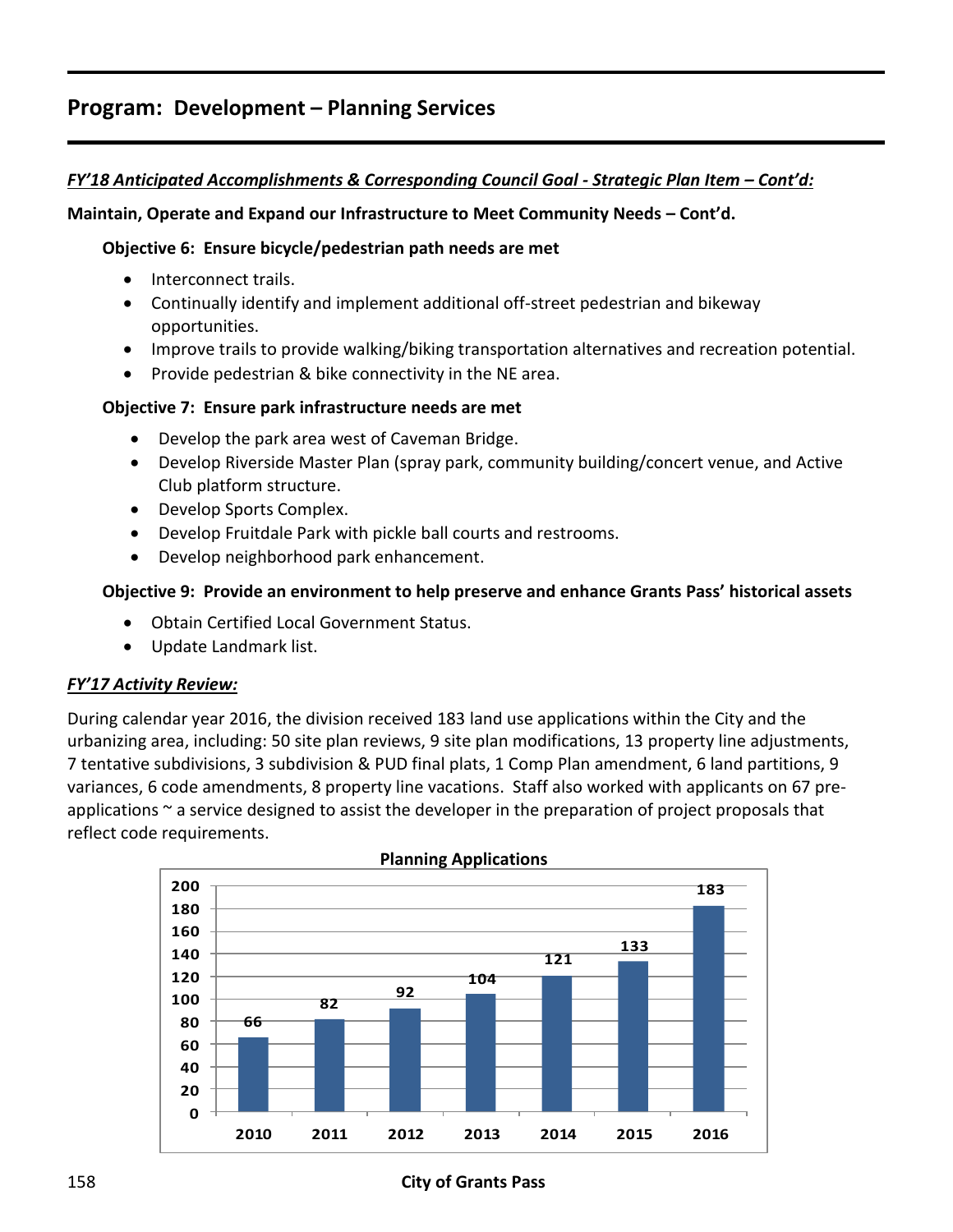## Program: Development – Planning Services

***FY'18 Anticipated Accomplishments & Corresponding Council Goal - Strategic Plan Item – Cont'd:***

**Maintain, Operate and Expand our Infrastructure to Meet Community Needs – Cont'd.**

**Objective 6: Ensure bicycle/pedestrian path needs are met**

- Interconnect trails.
- Continually identify and implement additional off-street pedestrian and bikeway opportunities.
- Improve trails to provide walking/biking transportation alternatives and recreation potential.
- Provide pedestrian & bike connectivity in the NE area.

**Objective 7: Ensure park infrastructure needs are met**

- Develop the park area west of Caveman Bridge.
- Develop Riverside Master Plan (spray park, community building/concert venue, and Active Club platform structure.
- Develop Sports Complex.
- Develop Fruitdale Park with pickle ball courts and restrooms.
- Develop neighborhood park enhancement.

**Objective 9: Provide an environment to help preserve and enhance Grants Pass' historical assets**

- Obtain Certified Local Government Status.
- Update Landmark list.

***FY'17 Activity Review:***

During calendar year 2016, the division received 183 land use applications within the City and the urbanizing area, including: 50 site plan reviews, 9 site plan modifications, 13 property line adjustments, 7 tentative subdivisions, 3 subdivision & PUD final plats, 1 Comp Plan amendment, 6 land partitions, 9 variances, 6 code amendments, 8 property line vacations. Staff also worked with applicants on 67 pre-applications ~ a service designed to assist the developer in the preparation of project proposals that reflect code requirements.

**Planning Applications**

| Year | Applications |
|---|---|
| 2010 | 66 |
| 2011 | 82 |
| 2012 | 92 |
| 2013 | 104 |
| 2014 | 121 |
| 2015 | 133 |
| 2016 | 183 |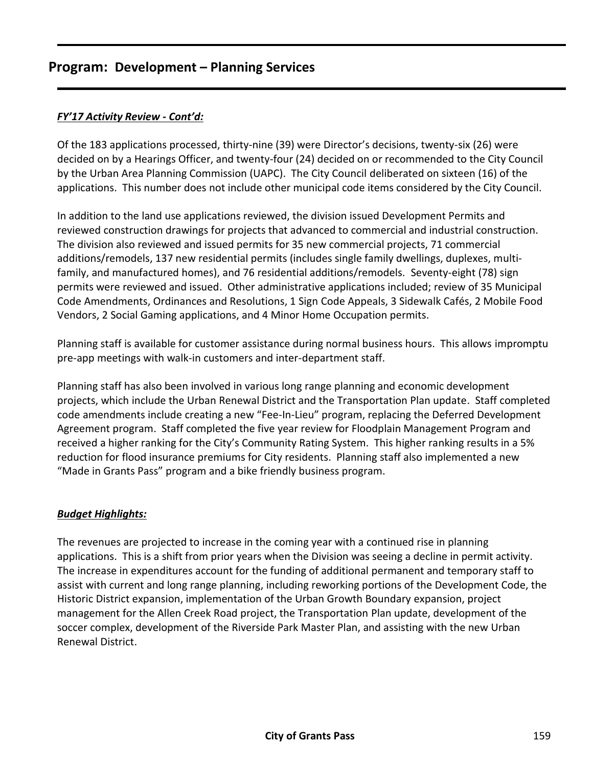## Program: Development – Planning Services

***FY'17 Activity Review - Cont'd:***

Of the 183 applications processed, thirty-nine (39) were Director's decisions, twenty-six (26) were decided on by a Hearings Officer, and twenty-four (24) decided on or recommended to the City Council by the Urban Area Planning Commission (UAPC). The City Council deliberated on sixteen (16) of the applications. This number does not include other municipal code items considered by the City Council.

In addition to the land use applications reviewed, the division issued Development Permits and reviewed construction drawings for projects that advanced to commercial and industrial construction. The division also reviewed and issued permits for 35 new commercial projects, 71 commercial additions/remodels, 137 new residential permits (includes single family dwellings, duplexes, multi-family, and manufactured homes), and 76 residential additions/remodels. Seventy-eight (78) sign permits were reviewed and issued. Other administrative applications included; review of 35 Municipal Code Amendments, Ordinances and Resolutions, 1 Sign Code Appeals, 3 Sidewalk Cafés, 2 Mobile Food Vendors, 2 Social Gaming applications, and 4 Minor Home Occupation permits.

Planning staff is available for customer assistance during normal business hours. This allows impromptu pre-app meetings with walk-in customers and inter-department staff.

Planning staff has also been involved in various long range planning and economic development projects, which include the Urban Renewal District and the Transportation Plan update. Staff completed code amendments include creating a new "Fee-In-Lieu" program, replacing the Deferred Development Agreement program. Staff completed the five year review for Floodplain Management Program and received a higher ranking for the City's Community Rating System. This higher ranking results in a 5% reduction for flood insurance premiums for City residents. Planning staff also implemented a new "Made in Grants Pass" program and a bike friendly business program.

***Budget Highlights:***

The revenues are projected to increase in the coming year with a continued rise in planning applications. This is a shift from prior years when the Division was seeing a decline in permit activity. The increase in expenditures account for the funding of additional permanent and temporary staff to assist with current and long range planning, including reworking portions of the Development Code, the Historic District expansion, implementation of the Urban Growth Boundary expansion, project management for the Allen Creek Road project, the Transportation Plan update, development of the soccer complex, development of the Riverside Park Master Plan, and assisting with the new Urban Renewal District.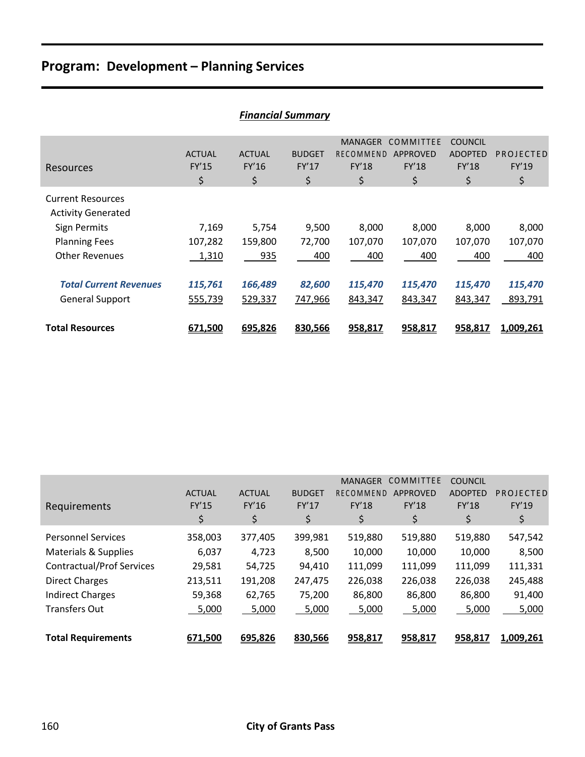# Program: Development – Planning Services

***Financial Summary***

| Resources | ACTUAL FY'15 $ | ACTUAL FY'16 $ | BUDGET FY'17 $ | MANAGER RECOMMEND FY'18 $ | COMMITTEE APPROVED FY'18 $ | COUNCIL ADOPTED FY'18 $ | PROJECTED FY'19 $ |
|---|---|---|---|---|---|---|---|
| Current Resources | | | | | | | |
| Activity Generated | | | | | | | |
| Sign Permits | 7,169 | 5,754 | 9,500 | 8,000 | 8,000 | 8,000 | 8,000 |
| Planning Fees | 107,282 | 159,800 | 72,700 | 107,070 | 107,070 | 107,070 | 107,070 |
| Other Revenues | 1,310 | 935 | 400 | 400 | 400 | 400 | 400 |
| ***Total Current Revenues*** | ***115,761*** | ***166,489*** | ***82,600*** | ***115,470*** | ***115,470*** | ***115,470*** | ***115,470*** |
| General Support | 555,739 | 529,337 | 747,966 | 843,347 | 843,347 | 843,347 | 893,791 |
| **Total Resources** | **671,500** | **695,826** | **830,566** | **958,817** | **958,817** | **958,817** | **1,009,261** |

| Requirements | ACTUAL FY'15 $ | ACTUAL FY'16 $ | BUDGET FY'17 $ | MANAGER RECOMMEND FY'18 $ | COMMITTEE APPROVED FY'18 $ | COUNCIL ADOPTED FY'18 $ | PROJECTED FY'19 $ |
|---|---|---|---|---|---|---|---|
| Personnel Services | 358,003 | 377,405 | 399,981 | 519,880 | 519,880 | 519,880 | 547,542 |
| Materials & Supplies | 6,037 | 4,723 | 8,500 | 10,000 | 10,000 | 10,000 | 8,500 |
| Contractual/Prof Services | 29,581 | 54,725 | 94,410 | 111,099 | 111,099 | 111,099 | 111,331 |
| Direct Charges | 213,511 | 191,208 | 247,475 | 226,038 | 226,038 | 226,038 | 245,488 |
| Indirect Charges | 59,368 | 62,765 | 75,200 | 86,800 | 86,800 | 86,800 | 91,400 |
| Transfers Out | 5,000 | 5,000 | 5,000 | 5,000 | 5,000 | 5,000 | 5,000 |
| **Total Requirements** | **671,500** | **695,826** | **830,566** | **958,817** | **958,817** | **958,817** | **1,009,261** |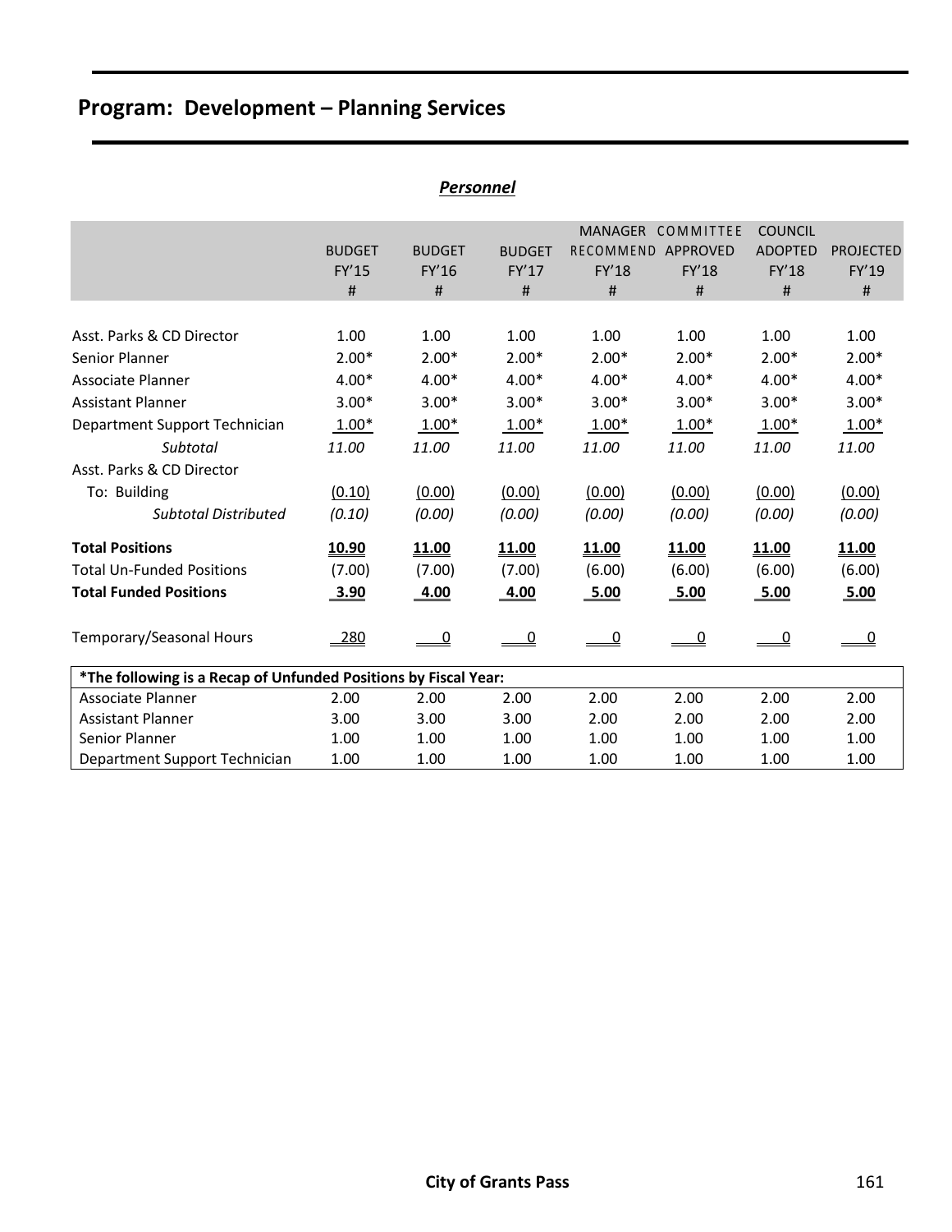# Program: Development – Planning Services

### *Personnel*

| | BUDGET FY'15 # | BUDGET FY'16 # | BUDGET FY'17 # | MANAGER RECOMMEND FY'18 # | COMMITTEE APPROVED FY'18 # | COUNCIL ADOPTED FY'18 # | PROJECTED FY'19 # |
|---|---|---|---|---|---|---|---|
| Asst. Parks & CD Director | 1.00 | 1.00 | 1.00 | 1.00 | 1.00 | 1.00 | 1.00 |
| Senior Planner | 2.00* | 2.00* | 2.00* | 2.00* | 2.00* | 2.00* | 2.00* |
| Associate Planner | 4.00* | 4.00* | 4.00* | 4.00* | 4.00* | 4.00* | 4.00* |
| Assistant Planner | 3.00* | 3.00* | 3.00* | 3.00* | 3.00* | 3.00* | 3.00* |
| Department Support Technician | 1.00* | 1.00* | 1.00* | 1.00* | 1.00* | 1.00* | 1.00* |
| *Subtotal* | *11.00* | *11.00* | *11.00* | *11.00* | *11.00* | *11.00* | *11.00* |
| Asst. Parks & CD Director | | | | | | | |
| To: Building | (0.10) | (0.00) | (0.00) | (0.00) | (0.00) | (0.00) | (0.00) |
| *Subtotal Distributed* | *(0.10)* | *(0.00)* | *(0.00)* | *(0.00)* | *(0.00)* | *(0.00)* | *(0.00)* |
| **Total Positions** | **10.90** | **11.00** | **11.00** | **11.00** | **11.00** | **11.00** | **11.00** |
| Total Un-Funded Positions | (7.00) | (7.00) | (7.00) | (6.00) | (6.00) | (6.00) | (6.00) |
| **Total Funded Positions** | **3.90** | **4.00** | **4.00** | **5.00** | **5.00** | **5.00** | **5.00** |
| Temporary/Seasonal Hours | 280 | 0 | 0 | 0 | 0 | 0 | 0 |

| **\*The following is a Recap of Unfunded Positions by Fiscal Year:** | | | | | | | |
|---|---|---|---|---|---|---|---|
| Associate Planner | 2.00 | 2.00 | 2.00 | 2.00 | 2.00 | 2.00 | 2.00 |
| Assistant Planner | 3.00 | 3.00 | 3.00 | 2.00 | 2.00 | 2.00 | 2.00 |
| Senior Planner | 1.00 | 1.00 | 1.00 | 1.00 | 1.00 | 1.00 | 1.00 |
| Department Support Technician | 1.00 | 1.00 | 1.00 | 1.00 | 1.00 | 1.00 | 1.00 |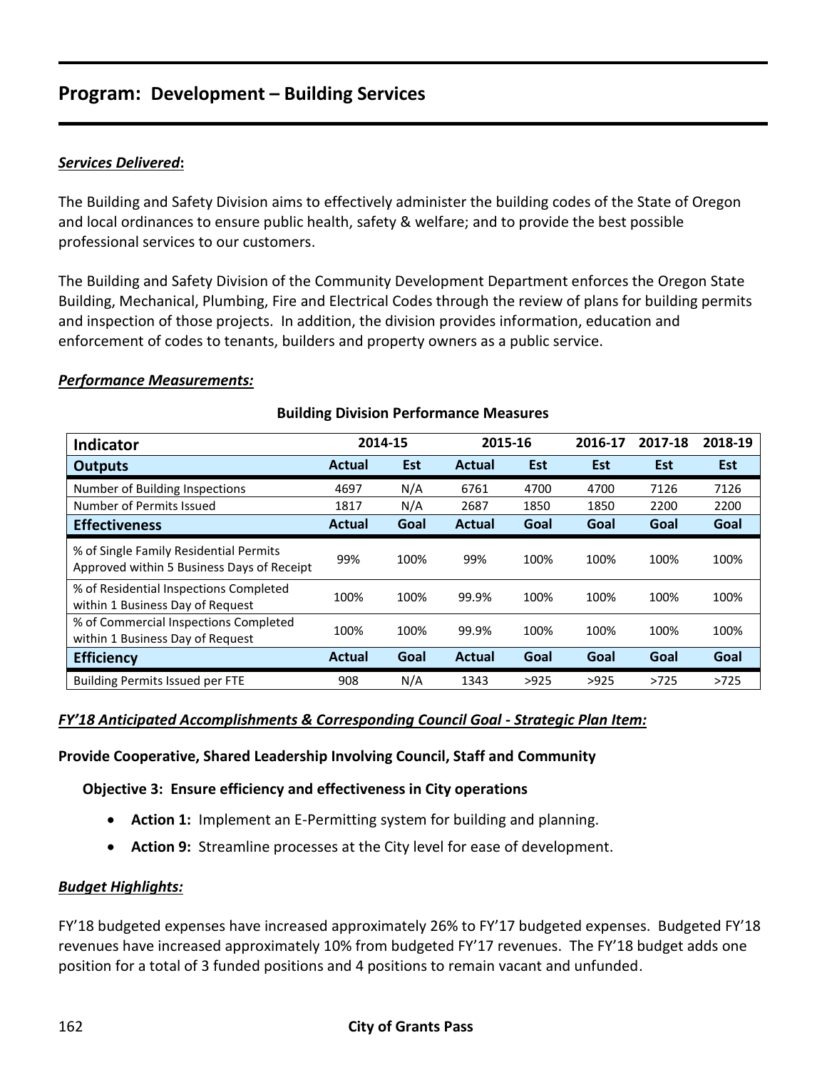## Program: Development – Building Services

***Services Delivered*:**

The Building and Safety Division aims to effectively administer the building codes of the State of Oregon and local ordinances to ensure public health, safety & welfare; and to provide the best possible professional services to our customers.

The Building and Safety Division of the Community Development Department enforces the Oregon State Building, Mechanical, Plumbing, Fire and Electrical Codes through the review of plans for building permits and inspection of those projects. In addition, the division provides information, education and enforcement of codes to tenants, builders and property owners as a public service.

***Performance Measurements:***

**Building Division Performance Measures**

| Indicator | 2014-15 | | 2015-16 | | 2016-17 | 2017-18 | 2018-19 |
|---|---|---|---|---|---|---|---|
| **Outputs** | **Actual** | **Est** | **Actual** | **Est** | **Est** | **Est** | **Est** |
| Number of Building Inspections | 4697 | N/A | 6761 | 4700 | 4700 | 7126 | 7126 |
| Number of Permits Issued | 1817 | N/A | 2687 | 1850 | 1850 | 2200 | 2200 |
| **Effectiveness** | **Actual** | **Goal** | **Actual** | **Goal** | **Goal** | **Goal** | **Goal** |
| % of Single Family Residential Permits Approved within 5 Business Days of Receipt | 99% | 100% | 99% | 100% | 100% | 100% | 100% |
| % of Residential Inspections Completed within 1 Business Day of Request | 100% | 100% | 99.9% | 100% | 100% | 100% | 100% |
| % of Commercial Inspections Completed within 1 Business Day of Request | 100% | 100% | 99.9% | 100% | 100% | 100% | 100% |
| **Efficiency** | **Actual** | **Goal** | **Actual** | **Goal** | **Goal** | **Goal** | **Goal** |
| Building Permits Issued per FTE | 908 | N/A | 1343 | >925 | >925 | >725 | >725 |

***FY'18 Anticipated Accomplishments & Corresponding Council Goal - Strategic Plan Item:***

**Provide Cooperative, Shared Leadership Involving Council, Staff and Community**

**Objective 3: Ensure efficiency and effectiveness in City operations**

- **Action 1:** Implement an E-Permitting system for building and planning.
- **Action 9:** Streamline processes at the City level for ease of development.

***Budget Highlights:***

FY'18 budgeted expenses have increased approximately 26% to FY'17 budgeted expenses. Budgeted FY'18 revenues have increased approximately 10% from budgeted FY'17 revenues. The FY'18 budget adds one position for a total of 3 funded positions and 4 positions to remain vacant and unfunded.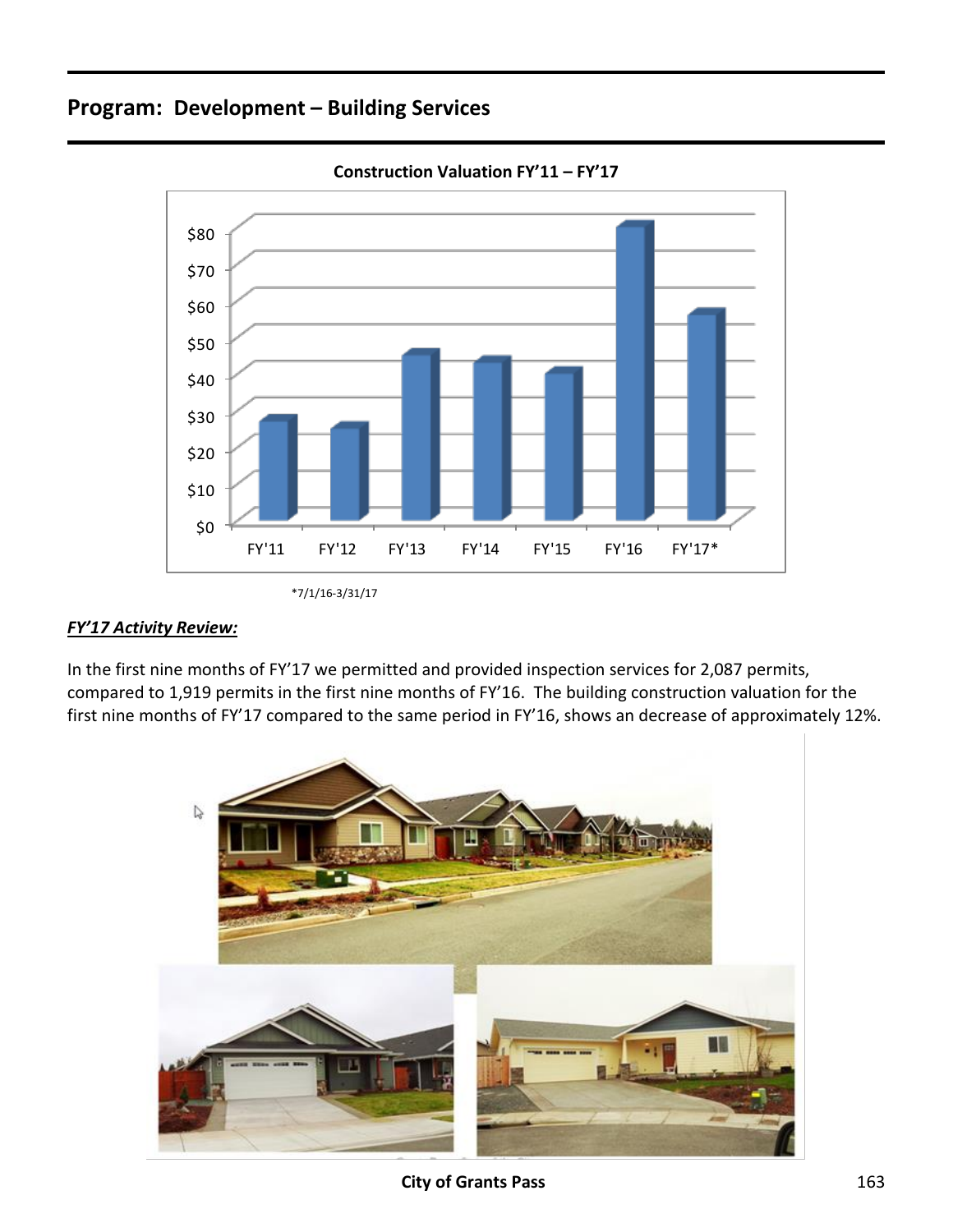## Program: Development – Building Services

**Construction Valuation FY'11 – FY'17**

*7/1/16-3/31/17

***FY'17 Activity Review:***

In the first nine months of FY'17 we permitted and provided inspection services for 2,087 permits, compared to 1,919 permits in the first nine months of FY'16. The building construction valuation for the first nine months of FY'17 compared to the same period in FY'16, shows an decrease of approximately 12%.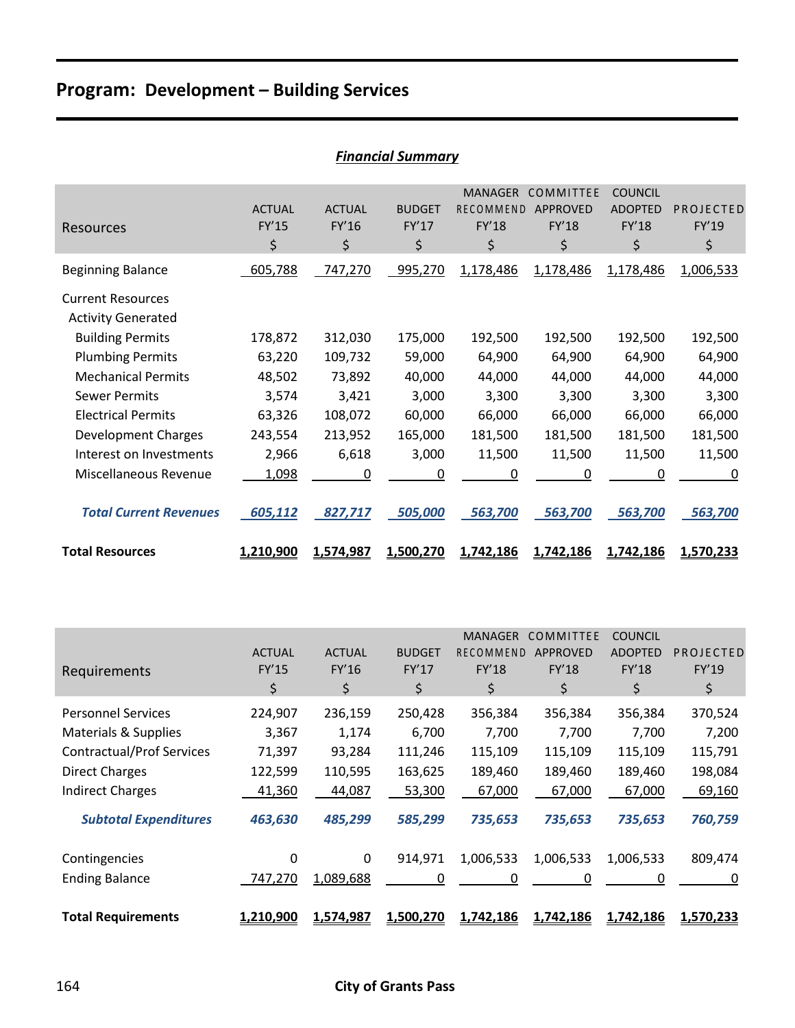# Program: Development – Building Services

***Financial Summary***

| Resources | ACTUAL FY'15 $ | ACTUAL FY'16 $ | BUDGET FY'17 $ | MANAGER RECOMMEND FY'18 $ | COMMITTEE APPROVED FY'18 $ | COUNCIL ADOPTED FY'18 $ | PROJECTED FY'19 $ |
|---|---|---|---|---|---|---|---|
| Beginning Balance | 605,788 | 747,270 | 995,270 | 1,178,486 | 1,178,486 | 1,178,486 | 1,006,533 |
| Current Resources | | | | | | | |
| Activity Generated | | | | | | | |
| Building Permits | 178,872 | 312,030 | 175,000 | 192,500 | 192,500 | 192,500 | 192,500 |
| Plumbing Permits | 63,220 | 109,732 | 59,000 | 64,900 | 64,900 | 64,900 | 64,900 |
| Mechanical Permits | 48,502 | 73,892 | 40,000 | 44,000 | 44,000 | 44,000 | 44,000 |
| Sewer Permits | 3,574 | 3,421 | 3,000 | 3,300 | 3,300 | 3,300 | 3,300 |
| Electrical Permits | 63,326 | 108,072 | 60,000 | 66,000 | 66,000 | 66,000 | 66,000 |
| Development Charges | 243,554 | 213,952 | 165,000 | 181,500 | 181,500 | 181,500 | 181,500 |
| Interest on Investments | 2,966 | 6,618 | 3,000 | 11,500 | 11,500 | 11,500 | 11,500 |
| Miscellaneous Revenue | 1,098 | 0 | 0 | 0 | 0 | 0 | 0 |
| ***Total Current Revenues*** | ***605,112*** | ***827,717*** | ***505,000*** | ***563,700*** | ***563,700*** | ***563,700*** | ***563,700*** |
| **Total Resources** | **1,210,900** | **1,574,987** | **1,500,270** | **1,742,186** | **1,742,186** | **1,742,186** | **1,570,233** |

| Requirements | ACTUAL FY'15 $ | ACTUAL FY'16 $ | BUDGET FY'17 $ | MANAGER RECOMMEND FY'18 $ | COMMITTEE APPROVED FY'18 $ | COUNCIL ADOPTED FY'18 $ | PROJECTED FY'19 $ |
|---|---|---|---|---|---|---|---|
| Personnel Services | 224,907 | 236,159 | 250,428 | 356,384 | 356,384 | 356,384 | 370,524 |
| Materials & Supplies | 3,367 | 1,174 | 6,700 | 7,700 | 7,700 | 7,700 | 7,200 |
| Contractual/Prof Services | 71,397 | 93,284 | 111,246 | 115,109 | 115,109 | 115,109 | 115,791 |
| Direct Charges | 122,599 | 110,595 | 163,625 | 189,460 | 189,460 | 189,460 | 198,084 |
| Indirect Charges | 41,360 | 44,087 | 53,300 | 67,000 | 67,000 | 67,000 | 69,160 |
| ***Subtotal Expenditures*** | ***463,630*** | ***485,299*** | ***585,299*** | ***735,653*** | ***735,653*** | ***735,653*** | ***760,759*** |
| Contingencies | 0 | 0 | 914,971 | 1,006,533 | 1,006,533 | 1,006,533 | 809,474 |
| Ending Balance | 747,270 | 1,089,688 | 0 | 0 | 0 | 0 | 0 |
| **Total Requirements** | **1,210,900** | **1,574,987** | **1,500,270** | **1,742,186** | **1,742,186** | **1,742,186** | **1,570,233** |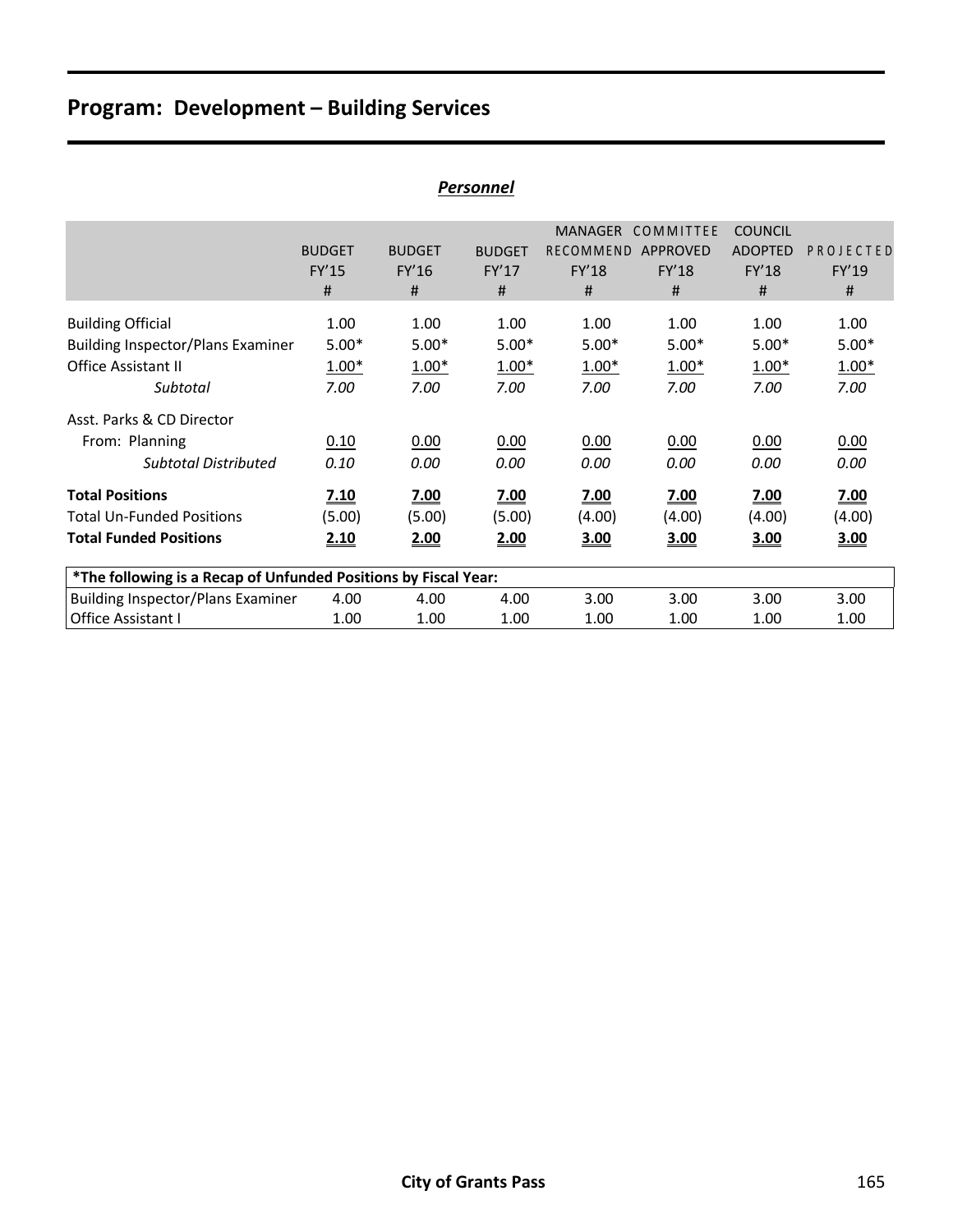# Program: Development – Building Services

## *Personnel*

| | BUDGET FY'15 # | BUDGET FY'16 # | BUDGET FY'17 # | MANAGER RECOMMEND FY'18 # | COMMITTEE APPROVED FY'18 # | COUNCIL ADOPTED FY'18 # | PROJECTED FY'19 # |
|---|---|---|---|---|---|---|---|
| Building Official | 1.00 | 1.00 | 1.00 | 1.00 | 1.00 | 1.00 | 1.00 |
| Building Inspector/Plans Examiner | 5.00* | 5.00* | 5.00* | 5.00* | 5.00* | 5.00* | 5.00* |
| Office Assistant II | 1.00* | 1.00* | 1.00* | 1.00* | 1.00* | 1.00* | 1.00* |
| *Subtotal* | *7.00* | *7.00* | *7.00* | *7.00* | *7.00* | *7.00* | *7.00* |
| Asst. Parks & CD Director | | | | | | | |
| From: Planning | 0.10 | 0.00 | 0.00 | 0.00 | 0.00 | 0.00 | 0.00 |
| *Subtotal Distributed* | *0.10* | *0.00* | *0.00* | *0.00* | *0.00* | *0.00* | *0.00* |
| **Total Positions** | **7.10** | **7.00** | **7.00** | **7.00** | **7.00** | **7.00** | **7.00** |
| Total Un-Funded Positions | (5.00) | (5.00) | (5.00) | (4.00) | (4.00) | (4.00) | (4.00) |
| **Total Funded Positions** | **2.10** | **2.00** | **2.00** | **3.00** | **3.00** | **3.00** | **3.00** |

| ***The following is a Recap of Unfunded Positions by Fiscal Year:** | | | | | | | |
|---|---|---|---|---|---|---|---|
| Building Inspector/Plans Examiner | 4.00 | 4.00 | 4.00 | 3.00 | 3.00 | 3.00 | 3.00 |
| Office Assistant I | 1.00 | 1.00 | 1.00 | 1.00 | 1.00 | 1.00 | 1.00 |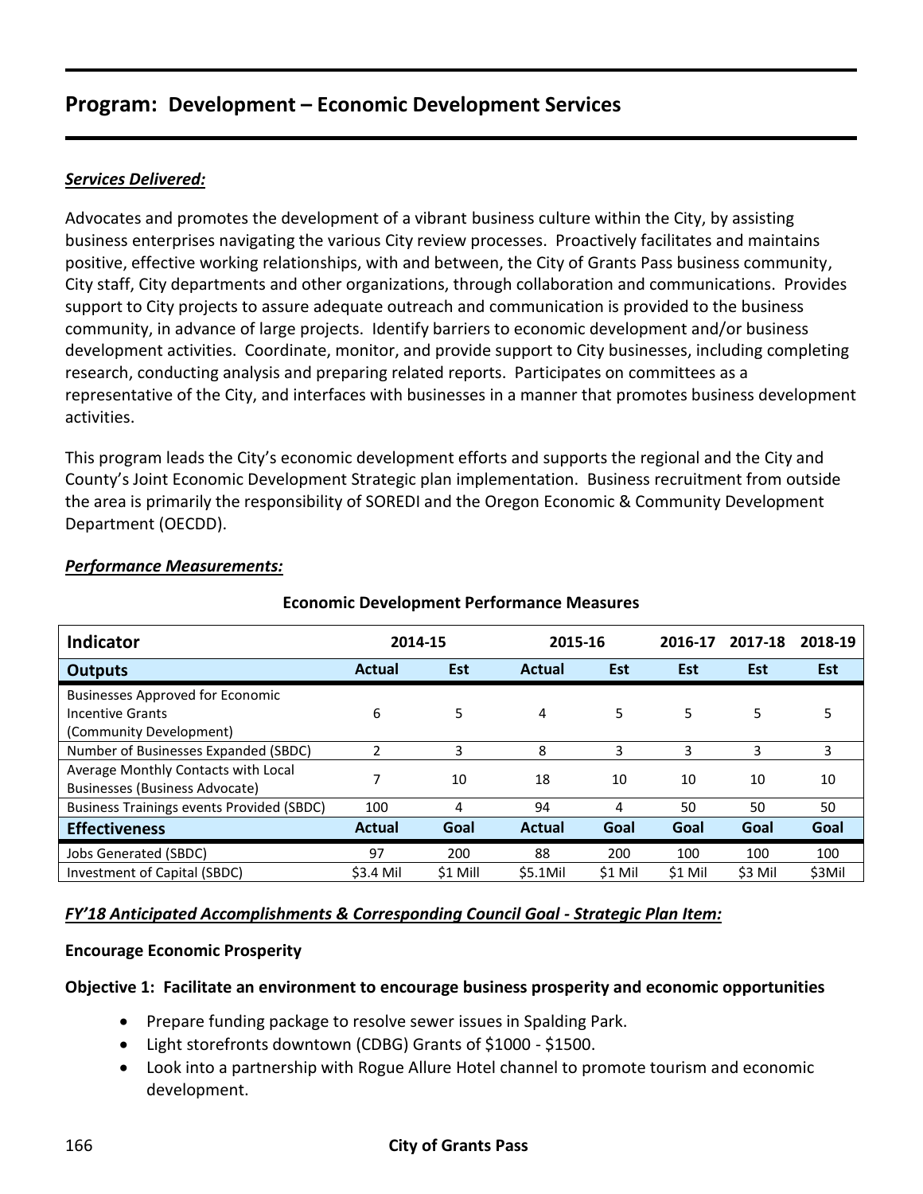## Program: Development – Economic Development Services

***Services Delivered:***

Advocates and promotes the development of a vibrant business culture within the City, by assisting business enterprises navigating the various City review processes. Proactively facilitates and maintains positive, effective working relationships, with and between, the City of Grants Pass business community, City staff, City departments and other organizations, through collaboration and communications. Provides support to City projects to assure adequate outreach and communication is provided to the business community, in advance of large projects. Identify barriers to economic development and/or business development activities. Coordinate, monitor, and provide support to City businesses, including completing research, conducting analysis and preparing related reports. Participates on committees as a representative of the City, and interfaces with businesses in a manner that promotes business development activities.

This program leads the City's economic development efforts and supports the regional and the City and County's Joint Economic Development Strategic plan implementation. Business recruitment from outside the area is primarily the responsibility of SOREDI and the Oregon Economic & Community Development Department (OECDD).

***Performance Measurements:***

**Economic Development Performance Measures**

| Indicator | 2014-15 | | 2015-16 | | 2016-17 | 2017-18 | 2018-19 |
|---|---|---|---|---|---|---|---|
| **Outputs** | **Actual** | **Est** | **Actual** | **Est** | **Est** | **Est** | **Est** |
| Businesses Approved for Economic Incentive Grants (Community Development) | 6 | 5 | 4 | 5 | 5 | 5 | 5 |
| Number of Businesses Expanded (SBDC) | 2 | 3 | 8 | 3 | 3 | 3 | 3 |
| Average Monthly Contacts with Local Businesses (Business Advocate) | 7 | 10 | 18 | 10 | 10 | 10 | 10 |
| Business Trainings events Provided (SBDC) | 100 | 4 | 94 | 4 | 50 | 50 | 50 |
| **Effectiveness** | **Actual** | **Goal** | **Actual** | **Goal** | **Goal** | **Goal** | **Goal** |
| Jobs Generated (SBDC) | 97 | 200 | 88 | 200 | 100 | 100 | 100 |
| Investment of Capital (SBDC) | $3.4 Mil | $1 Mill | $5.1Mil | $1 Mil | $1 Mil | $3 Mil | $3Mil |

***FY'18 Anticipated Accomplishments & Corresponding Council Goal - Strategic Plan Item:***

**Encourage Economic Prosperity**

**Objective 1: Facilitate an environment to encourage business prosperity and economic opportunities**

- Prepare funding package to resolve sewer issues in Spalding Park.
- Light storefronts downtown (CDBG) Grants of $1000 - $1500.
- Look into a partnership with Rogue Allure Hotel channel to promote tourism and economic development.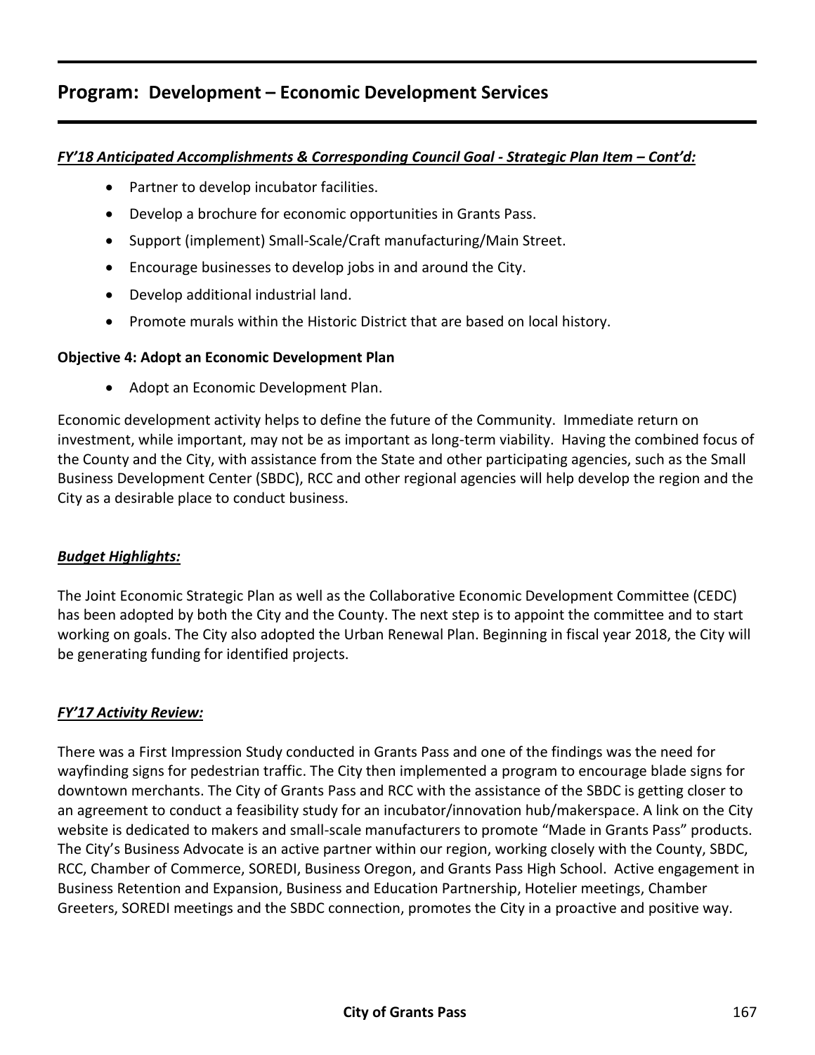## Program: Development – Economic Development Services

***FY'18 Anticipated Accomplishments & Corresponding Council Goal - Strategic Plan Item – Cont'd:***

- Partner to develop incubator facilities.
- Develop a brochure for economic opportunities in Grants Pass.
- Support (implement) Small-Scale/Craft manufacturing/Main Street.
- Encourage businesses to develop jobs in and around the City.
- Develop additional industrial land.
- Promote murals within the Historic District that are based on local history.

**Objective 4: Adopt an Economic Development Plan**

- Adopt an Economic Development Plan.

Economic development activity helps to define the future of the Community. Immediate return on investment, while important, may not be as important as long-term viability. Having the combined focus of the County and the City, with assistance from the State and other participating agencies, such as the Small Business Development Center (SBDC), RCC and other regional agencies will help develop the region and the City as a desirable place to conduct business.

***Budget Highlights:***

The Joint Economic Strategic Plan as well as the Collaborative Economic Development Committee (CEDC) has been adopted by both the City and the County. The next step is to appoint the committee and to start working on goals. The City also adopted the Urban Renewal Plan. Beginning in fiscal year 2018, the City will be generating funding for identified projects.

***FY'17 Activity Review:***

There was a First Impression Study conducted in Grants Pass and one of the findings was the need for wayfinding signs for pedestrian traffic. The City then implemented a program to encourage blade signs for downtown merchants. The City of Grants Pass and RCC with the assistance of the SBDC is getting closer to an agreement to conduct a feasibility study for an incubator/innovation hub/makerspace. A link on the City website is dedicated to makers and small-scale manufacturers to promote "Made in Grants Pass" products. The City's Business Advocate is an active partner within our region, working closely with the County, SBDC, RCC, Chamber of Commerce, SOREDI, Business Oregon, and Grants Pass High School. Active engagement in Business Retention and Expansion, Business and Education Partnership, Hotelier meetings, Chamber Greeters, SOREDI meetings and the SBDC connection, promotes the City in a proactive and positive way.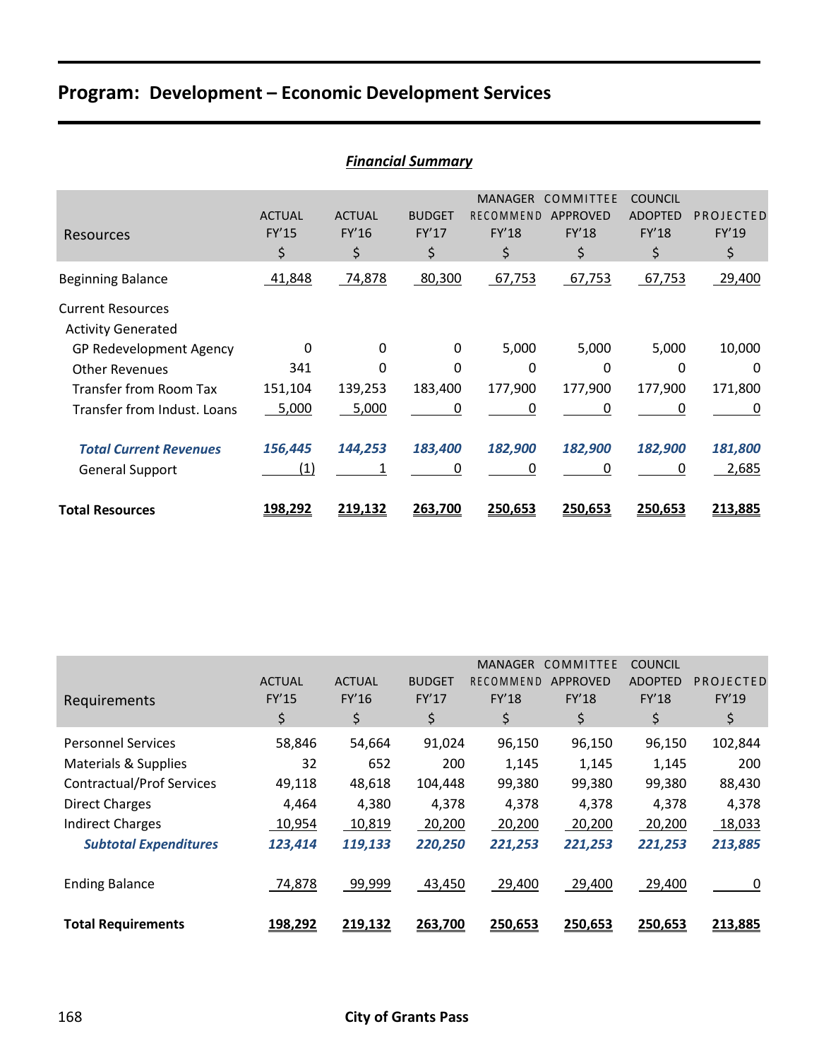## Program: Development – Economic Development Services

***Financial Summary***

| Resources | ACTUAL FY'15 $ | ACTUAL FY'16 $ | BUDGET FY'17 $ | MANAGER RECOMMEND FY'18 $ | COMMITTEE APPROVED FY'18 $ | COUNCIL ADOPTED FY'18 $ | PROJECTED FY'19 $ |
|---|---|---|---|---|---|---|---|
| Beginning Balance | 41,848 | 74,878 | 80,300 | 67,753 | 67,753 | 67,753 | 29,400 |
| Current Resources | | | | | | | |
| Activity Generated | | | | | | | |
| GP Redevelopment Agency | 0 | 0 | 0 | 5,000 | 5,000 | 5,000 | 10,000 |
| Other Revenues | 341 | 0 | 0 | 0 | 0 | 0 | 0 |
| Transfer from Room Tax | 151,104 | 139,253 | 183,400 | 177,900 | 177,900 | 177,900 | 171,800 |
| Transfer from Indust. Loans | 5,000 | 5,000 | 0 | 0 | 0 | 0 | 0 |
| ***Total Current Revenues*** | ***156,445*** | ***144,253*** | ***183,400*** | ***182,900*** | ***182,900*** | ***182,900*** | ***181,800*** |
| General Support | (1) | 1 | 0 | 0 | 0 | 0 | 2,685 |
| **Total Resources** | **198,292** | **219,132** | **263,700** | **250,653** | **250,653** | **250,653** | **213,885** |

| Requirements | ACTUAL FY'15 $ | ACTUAL FY'16 $ | BUDGET FY'17 $ | MANAGER RECOMMEND FY'18 $ | COMMITTEE APPROVED FY'18 $ | COUNCIL ADOPTED FY'18 $ | PROJECTED FY'19 $ |
|---|---|---|---|---|---|---|---|
| Personnel Services | 58,846 | 54,664 | 91,024 | 96,150 | 96,150 | 96,150 | 102,844 |
| Materials & Supplies | 32 | 652 | 200 | 1,145 | 1,145 | 1,145 | 200 |
| Contractual/Prof Services | 49,118 | 48,618 | 104,448 | 99,380 | 99,380 | 99,380 | 88,430 |
| Direct Charges | 4,464 | 4,380 | 4,378 | 4,378 | 4,378 | 4,378 | 4,378 |
| Indirect Charges | 10,954 | 10,819 | 20,200 | 20,200 | 20,200 | 20,200 | 18,033 |
| ***Subtotal Expenditures*** | ***123,414*** | ***119,133*** | ***220,250*** | ***221,253*** | ***221,253*** | ***221,253*** | ***213,885*** |
| Ending Balance | 74,878 | 99,999 | 43,450 | 29,400 | 29,400 | 29,400 | 0 |
| **Total Requirements** | **198,292** | **219,132** | **263,700** | **250,653** | **250,653** | **250,653** | **213,885** |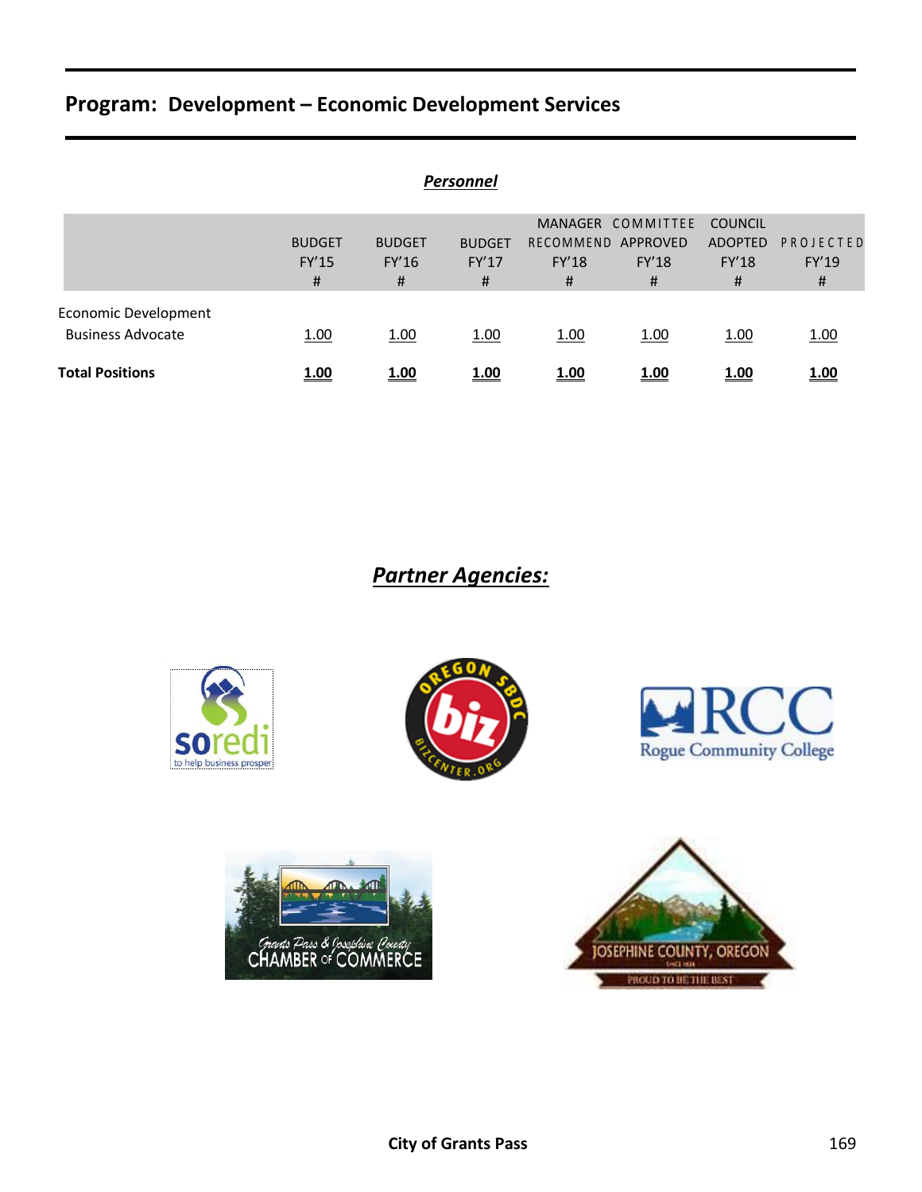## Program: Development – Economic Development Services

***Personnel***

| | BUDGET FY'15 # | BUDGET FY'16 # | BUDGET FY'17 # | MANAGER RECOMMEND FY'18 # | COMMITTEE APPROVED FY'18 # | COUNCIL ADOPTED FY'18 # | PROJECTED FY'19 # |
|---|---|---|---|---|---|---|---|
| Economic Development Business Advocate | 1.00 | 1.00 | 1.00 | 1.00 | 1.00 | 1.00 | 1.00 |
| **Total Positions** | **1.00** | **1.00** | **1.00** | **1.00** | **1.00** | **1.00** | **1.00** |

## ***Partner Agencies:***

soredi — to help business prosper

Oregon SBDC — biz — bizcenter.org

RCC — Rogue Community College

Grants Pass & Josephine County Chamber of Commerce

Josephine County, Oregon — Since 1856 — Proud to be the Best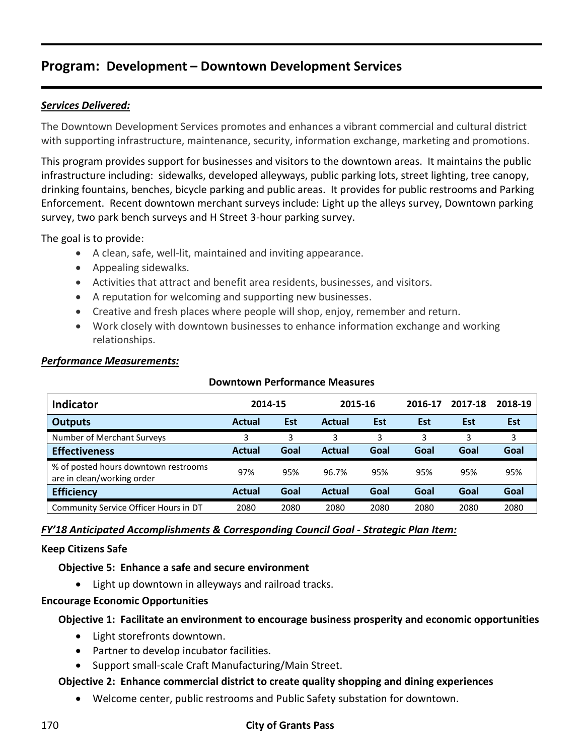## Program: Development – Downtown Development Services

***Services Delivered:***

The Downtown Development Services promotes and enhances a vibrant commercial and cultural district with supporting infrastructure, maintenance, security, information exchange, marketing and promotions.

This program provides support for businesses and visitors to the downtown areas. It maintains the public infrastructure including: sidewalks, developed alleyways, public parking lots, street lighting, tree canopy, drinking fountains, benches, bicycle parking and public areas. It provides for public restrooms and Parking Enforcement. Recent downtown merchant surveys include: Light up the alleys survey, Downtown parking survey, two park bench surveys and H Street 3-hour parking survey.

The goal is to provide:

- A clean, safe, well-lit, maintained and inviting appearance.
- Appealing sidewalks.
- Activities that attract and benefit area residents, businesses, and visitors.
- A reputation for welcoming and supporting new businesses.
- Creative and fresh places where people will shop, enjoy, remember and return.
- Work closely with downtown businesses to enhance information exchange and working relationships.

***Performance Measurements:***

**Downtown Performance Measures**

| Indicator | 2014-15 | | 2015-16 | | 2016-17 | 2017-18 | 2018-19 |
|---|---|---|---|---|---|---|---|
| **Outputs** | **Actual** | **Est** | **Actual** | **Est** | **Est** | **Est** | **Est** |
| Number of Merchant Surveys | 3 | 3 | 3 | 3 | 3 | 3 | 3 |
| **Effectiveness** | **Actual** | **Goal** | **Actual** | **Goal** | **Goal** | **Goal** | **Goal** |
| % of posted hours downtown restrooms are in clean/working order | 97% | 95% | 96.7% | 95% | 95% | 95% | 95% |
| **Efficiency** | **Actual** | **Goal** | **Actual** | **Goal** | **Goal** | **Goal** | **Goal** |
| Community Service Officer Hours in DT | 2080 | 2080 | 2080 | 2080 | 2080 | 2080 | 2080 |

***FY'18 Anticipated Accomplishments & Corresponding Council Goal - Strategic Plan Item:***

**Keep Citizens Safe**

**Objective 5: Enhance a safe and secure environment**

- Light up downtown in alleyways and railroad tracks.

**Encourage Economic Opportunities**

**Objective 1: Facilitate an environment to encourage business prosperity and economic opportunities**

- Light storefronts downtown.
- Partner to develop incubator facilities.
- Support small-scale Craft Manufacturing/Main Street.

**Objective 2: Enhance commercial district to create quality shopping and dining experiences**

- Welcome center, public restrooms and Public Safety substation for downtown.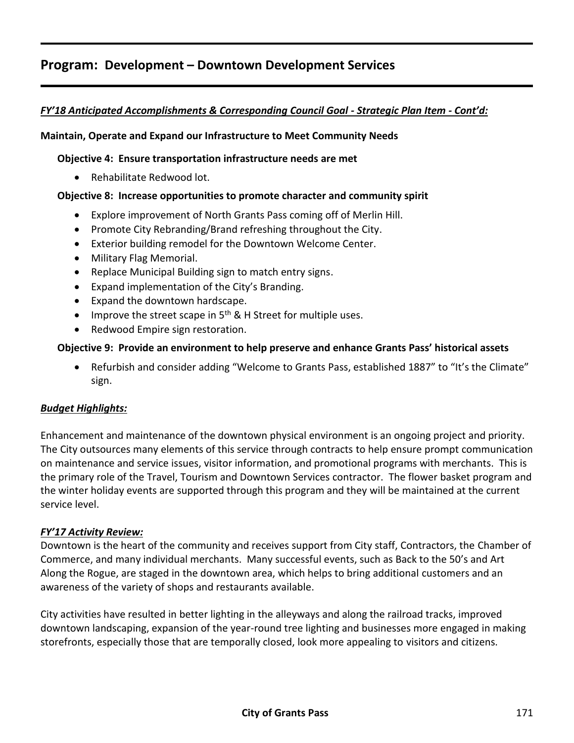## Program: Development – Downtown Development Services

***FY'18 Anticipated Accomplishments & Corresponding Council Goal - Strategic Plan Item - Cont'd:***

**Maintain, Operate and Expand our Infrastructure to Meet Community Needs**

**Objective 4: Ensure transportation infrastructure needs are met**

- Rehabilitate Redwood lot.

**Objective 8: Increase opportunities to promote character and community spirit**

- Explore improvement of North Grants Pass coming off of Merlin Hill.
- Promote City Rebranding/Brand refreshing throughout the City.
- Exterior building remodel for the Downtown Welcome Center.
- Military Flag Memorial.
- Replace Municipal Building sign to match entry signs.
- Expand implementation of the City's Branding.
- Expand the downtown hardscape.
- Improve the street scape in 5th & H Street for multiple uses.
- Redwood Empire sign restoration.

**Objective 9: Provide an environment to help preserve and enhance Grants Pass' historical assets**

- Refurbish and consider adding "Welcome to Grants Pass, established 1887" to "It's the Climate" sign.

***Budget Highlights:***

Enhancement and maintenance of the downtown physical environment is an ongoing project and priority. The City outsources many elements of this service through contracts to help ensure prompt communication on maintenance and service issues, visitor information, and promotional programs with merchants. This is the primary role of the Travel, Tourism and Downtown Services contractor. The flower basket program and the winter holiday events are supported through this program and they will be maintained at the current service level.

***FY'17 Activity Review:***

Downtown is the heart of the community and receives support from City staff, Contractors, the Chamber of Commerce, and many individual merchants. Many successful events, such as Back to the 50's and Art Along the Rogue, are staged in the downtown area, which helps to bring additional customers and an awareness of the variety of shops and restaurants available.

City activities have resulted in better lighting in the alleyways and along the railroad tracks, improved downtown landscaping, expansion of the year-round tree lighting and businesses more engaged in making storefronts, especially those that are temporally closed, look more appealing to visitors and citizens.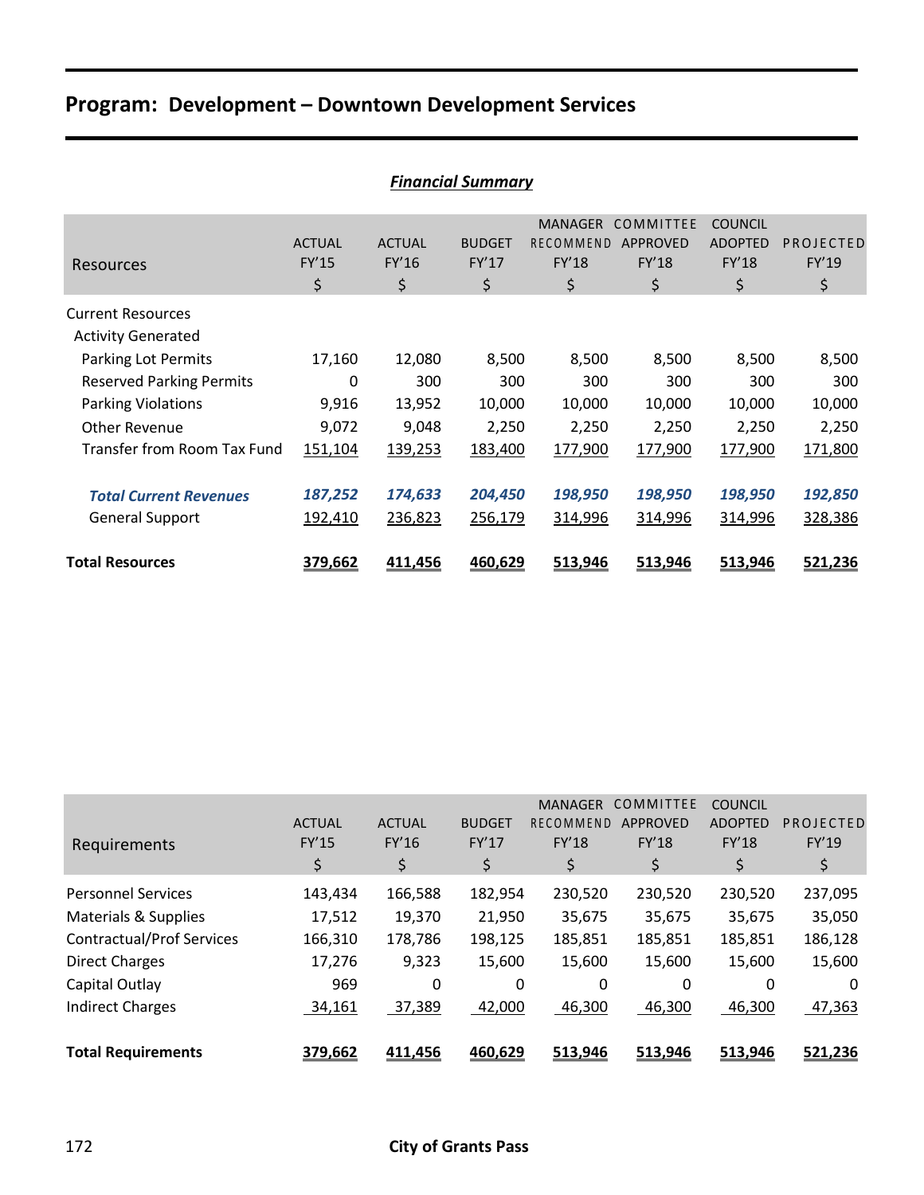## Program: Development – Downtown Development Services

***Financial Summary***

| Resources | ACTUAL FY'15 $ | ACTUAL FY'16 $ | BUDGET FY'17 $ | MANAGER RECOMMEND FY'18 $ | COMMITTEE APPROVED FY'18 $ | COUNCIL ADOPTED FY'18 $ | PROJECTED FY'19 $ |
|---|---|---|---|---|---|---|---|
| Current Resources | | | | | | | |
| Activity Generated | | | | | | | |
| Parking Lot Permits | 17,160 | 12,080 | 8,500 | 8,500 | 8,500 | 8,500 | 8,500 |
| Reserved Parking Permits | 0 | 300 | 300 | 300 | 300 | 300 | 300 |
| Parking Violations | 9,916 | 13,952 | 10,000 | 10,000 | 10,000 | 10,000 | 10,000 |
| Other Revenue | 9,072 | 9,048 | 2,250 | 2,250 | 2,250 | 2,250 | 2,250 |
| Transfer from Room Tax Fund | 151,104 | 139,253 | 183,400 | 177,900 | 177,900 | 177,900 | 171,800 |
| ***Total Current Revenues*** | ***187,252*** | ***174,633*** | ***204,450*** | ***198,950*** | ***198,950*** | ***198,950*** | ***192,850*** |
| General Support | 192,410 | 236,823 | 256,179 | 314,996 | 314,996 | 314,996 | 328,386 |
| **Total Resources** | **379,662** | **411,456** | **460,629** | **513,946** | **513,946** | **513,946** | **521,236** |

| Requirements | ACTUAL FY'15 $ | ACTUAL FY'16 $ | BUDGET FY'17 $ | MANAGER RECOMMEND FY'18 $ | COMMITTEE APPROVED FY'18 $ | COUNCIL ADOPTED FY'18 $ | PROJECTED FY'19 $ |
|---|---|---|---|---|---|---|---|
| Personnel Services | 143,434 | 166,588 | 182,954 | 230,520 | 230,520 | 230,520 | 237,095 |
| Materials & Supplies | 17,512 | 19,370 | 21,950 | 35,675 | 35,675 | 35,675 | 35,050 |
| Contractual/Prof Services | 166,310 | 178,786 | 198,125 | 185,851 | 185,851 | 185,851 | 186,128 |
| Direct Charges | 17,276 | 9,323 | 15,600 | 15,600 | 15,600 | 15,600 | 15,600 |
| Capital Outlay | 969 | 0 | 0 | 0 | 0 | 0 | 0 |
| Indirect Charges | 34,161 | 37,389 | 42,000 | 46,300 | 46,300 | 46,300 | 47,363 |
| **Total Requirements** | **379,662** | **411,456** | **460,629** | **513,946** | **513,946** | **513,946** | **521,236** |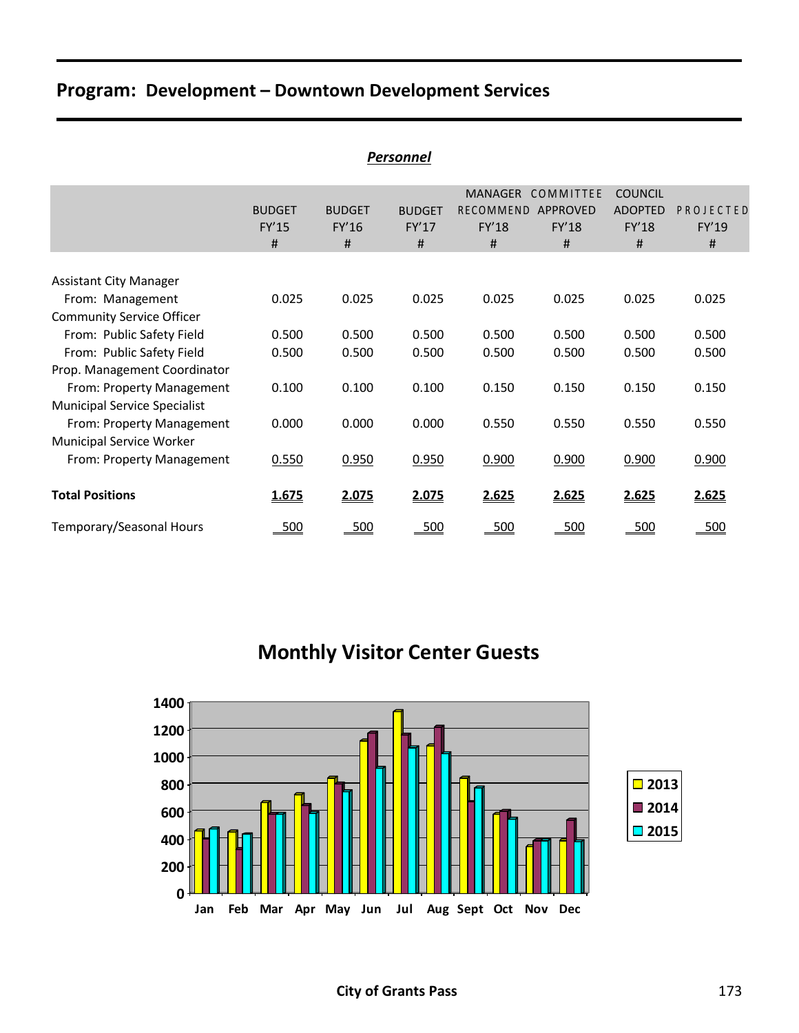## Program: Development – Downtown Development Services

***Personnel***

| | BUDGET FY'15 # | BUDGET FY'16 # | BUDGET FY'17 # | MANAGER RECOMMEND FY'18 # | COMMITTEE APPROVED FY'18 # | COUNCIL ADOPTED FY'18 # | PROJECTED FY'19 # |
|---|---|---|---|---|---|---|---|
| Assistant City Manager | | | | | | | |
| From: Management | 0.025 | 0.025 | 0.025 | 0.025 | 0.025 | 0.025 | 0.025 |
| Community Service Officer | | | | | | | |
| From: Public Safety Field | 0.500 | 0.500 | 0.500 | 0.500 | 0.500 | 0.500 | 0.500 |
| From: Public Safety Field | 0.500 | 0.500 | 0.500 | 0.500 | 0.500 | 0.500 | 0.500 |
| Prop. Management Coordinator | | | | | | | |
| From: Property Management | 0.100 | 0.100 | 0.100 | 0.150 | 0.150 | 0.150 | 0.150 |
| Municipal Service Specialist | | | | | | | |
| From: Property Management | 0.000 | 0.000 | 0.000 | 0.550 | 0.550 | 0.550 | 0.550 |
| Municipal Service Worker | | | | | | | |
| From: Property Management | 0.550 | 0.950 | 0.950 | 0.900 | 0.900 | 0.900 | 0.900 |
| **Total Positions** | **1.675** | **2.075** | **2.075** | **2.625** | **2.625** | **2.625** | **2.625** |
| Temporary/Seasonal Hours | 500 | 500 | 500 | 500 | 500 | 500 | 500 |

### Monthly Visitor Center Guests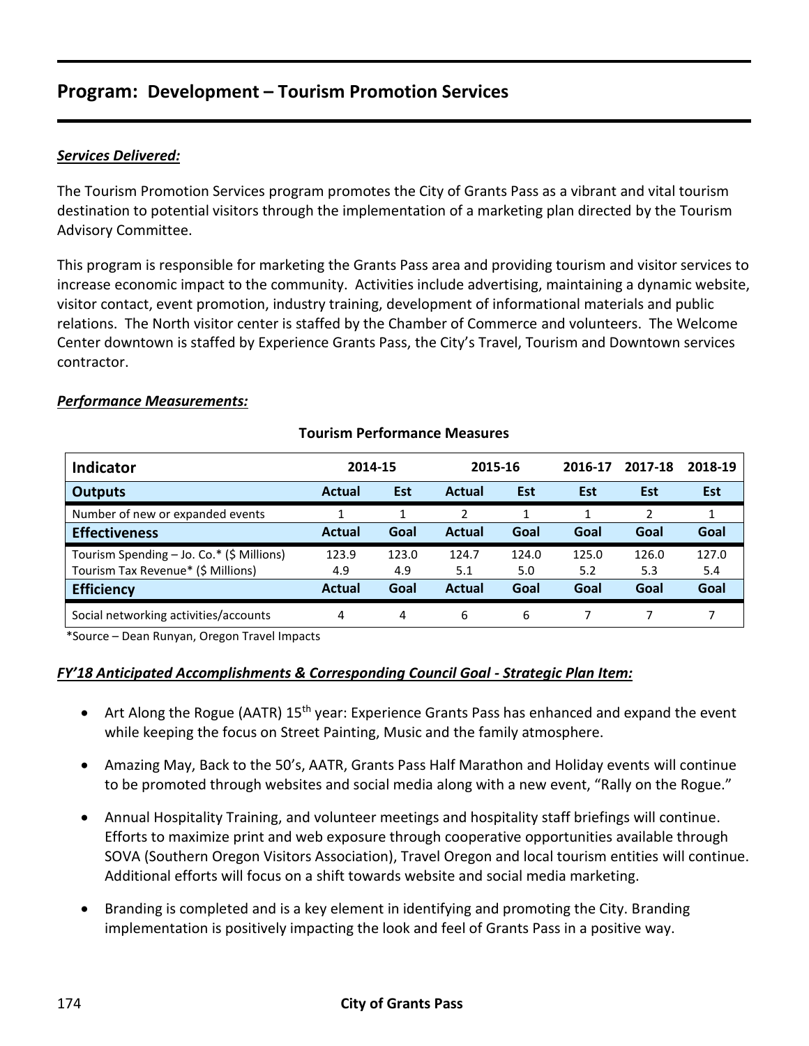## Program: Development – Tourism Promotion Services

***Services Delivered:***

The Tourism Promotion Services program promotes the City of Grants Pass as a vibrant and vital tourism destination to potential visitors through the implementation of a marketing plan directed by the Tourism Advisory Committee.

This program is responsible for marketing the Grants Pass area and providing tourism and visitor services to increase economic impact to the community. Activities include advertising, maintaining a dynamic website, visitor contact, event promotion, industry training, development of informational materials and public relations. The North visitor center is staffed by the Chamber of Commerce and volunteers. The Welcome Center downtown is staffed by Experience Grants Pass, the City's Travel, Tourism and Downtown services contractor.

***Performance Measurements:***

**Tourism Performance Measures**

| Indicator | 2014-15 | | 2015-16 | | 2016-17 | 2017-18 | 2018-19 |
|---|---|---|---|---|---|---|---|
| **Outputs** | **Actual** | **Est** | **Actual** | **Est** | **Est** | **Est** | **Est** |
| Number of new or expanded events | 1 | 1 | 2 | 1 | 1 | 2 | 1 |
| **Effectiveness** | **Actual** | **Goal** | **Actual** | **Goal** | **Goal** | **Goal** | **Goal** |
| Tourism Spending – Jo. Co.* ($ Millions) | 123.9 | 123.0 | 124.7 | 124.0 | 125.0 | 126.0 | 127.0 |
| Tourism Tax Revenue* ($ Millions) | 4.9 | 4.9 | 5.1 | 5.0 | 5.2 | 5.3 | 5.4 |
| **Efficiency** | **Actual** | **Goal** | **Actual** | **Goal** | **Goal** | **Goal** | **Goal** |
| Social networking activities/accounts | 4 | 4 | 6 | 6 | 7 | 7 | 7 |

*Source – Dean Runyan, Oregon Travel Impacts

***FY'18 Anticipated Accomplishments & Corresponding Council Goal - Strategic Plan Item:***

- Art Along the Rogue (AATR) 15th year: Experience Grants Pass has enhanced and expand the event while keeping the focus on Street Painting, Music and the family atmosphere.
- Amazing May, Back to the 50's, AATR, Grants Pass Half Marathon and Holiday events will continue to be promoted through websites and social media along with a new event, "Rally on the Rogue."
- Annual Hospitality Training, and volunteer meetings and hospitality staff briefings will continue. Efforts to maximize print and web exposure through cooperative opportunities available through SOVA (Southern Oregon Visitors Association), Travel Oregon and local tourism entities will continue. Additional efforts will focus on a shift towards website and social media marketing.
- Branding is completed and is a key element in identifying and promoting the City. Branding implementation is positively impacting the look and feel of Grants Pass in a positive way.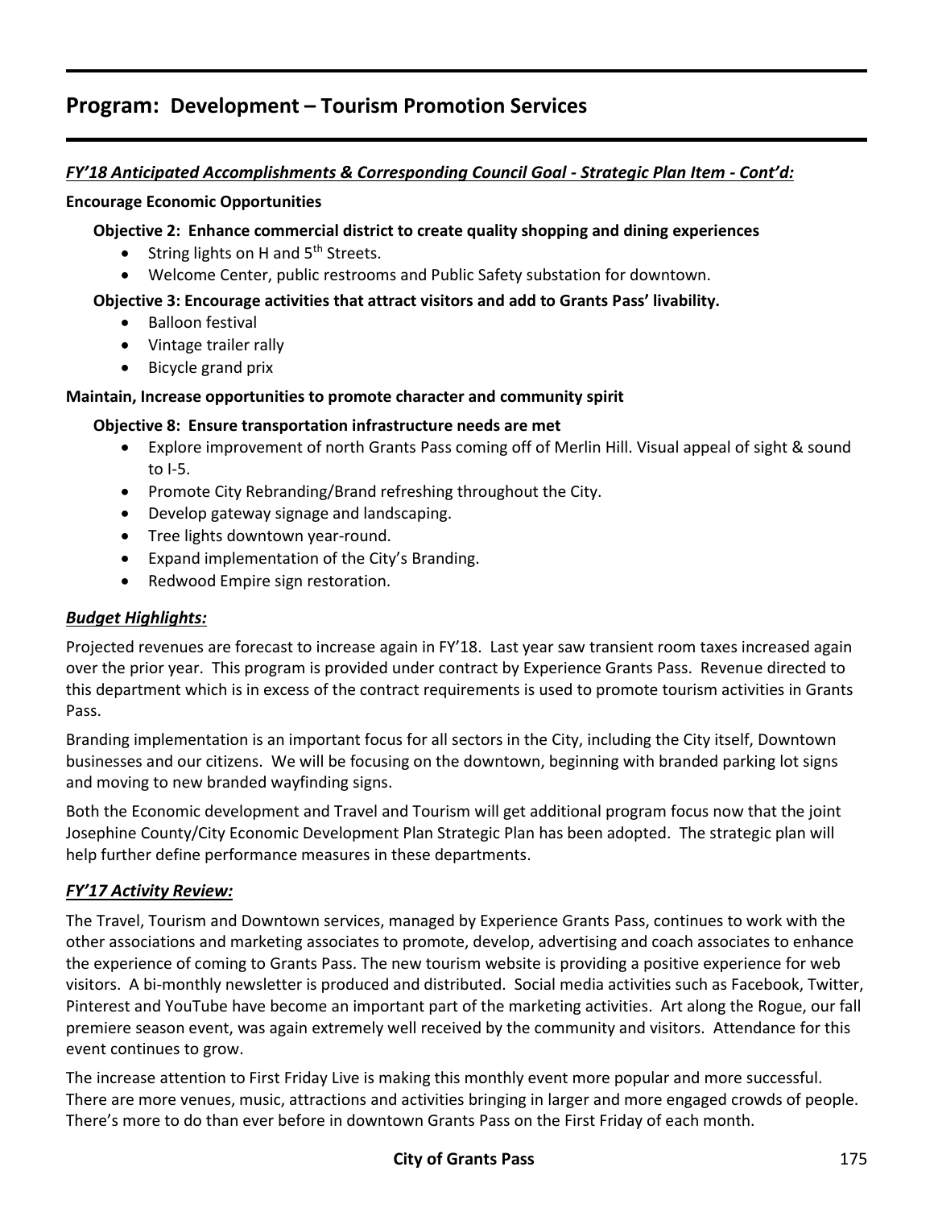## Program: Development – Tourism Promotion Services

***FY'18 Anticipated Accomplishments & Corresponding Council Goal - Strategic Plan Item - Cont'd:***

**Encourage Economic Opportunities**

**Objective 2: Enhance commercial district to create quality shopping and dining experiences**

- String lights on H and 5th Streets.
- Welcome Center, public restrooms and Public Safety substation for downtown.

**Objective 3: Encourage activities that attract visitors and add to Grants Pass' livability.**

- Balloon festival
- Vintage trailer rally
- Bicycle grand prix

**Maintain, Increase opportunities to promote character and community spirit**

**Objective 8: Ensure transportation infrastructure needs are met**

- Explore improvement of north Grants Pass coming off of Merlin Hill. Visual appeal of sight & sound to I-5.
- Promote City Rebranding/Brand refreshing throughout the City.
- Develop gateway signage and landscaping.
- Tree lights downtown year-round.
- Expand implementation of the City's Branding.
- Redwood Empire sign restoration.

***Budget Highlights:***

Projected revenues are forecast to increase again in FY'18. Last year saw transient room taxes increased again over the prior year. This program is provided under contract by Experience Grants Pass. Revenue directed to this department which is in excess of the contract requirements is used to promote tourism activities in Grants Pass.

Branding implementation is an important focus for all sectors in the City, including the City itself, Downtown businesses and our citizens. We will be focusing on the downtown, beginning with branded parking lot signs and moving to new branded wayfinding signs.

Both the Economic development and Travel and Tourism will get additional program focus now that the joint Josephine County/City Economic Development Plan Strategic Plan has been adopted. The strategic plan will help further define performance measures in these departments.

***FY'17 Activity Review:***

The Travel, Tourism and Downtown services, managed by Experience Grants Pass, continues to work with the other associations and marketing associates to promote, develop, advertising and coach associates to enhance the experience of coming to Grants Pass. The new tourism website is providing a positive experience for web visitors. A bi-monthly newsletter is produced and distributed. Social media activities such as Facebook, Twitter, Pinterest and YouTube have become an important part of the marketing activities. Art along the Rogue, our fall premiere season event, was again extremely well received by the community and visitors. Attendance for this event continues to grow.

The increase attention to First Friday Live is making this monthly event more popular and more successful. There are more venues, music, attractions and activities bringing in larger and more engaged crowds of people. There's more to do than ever before in downtown Grants Pass on the First Friday of each month.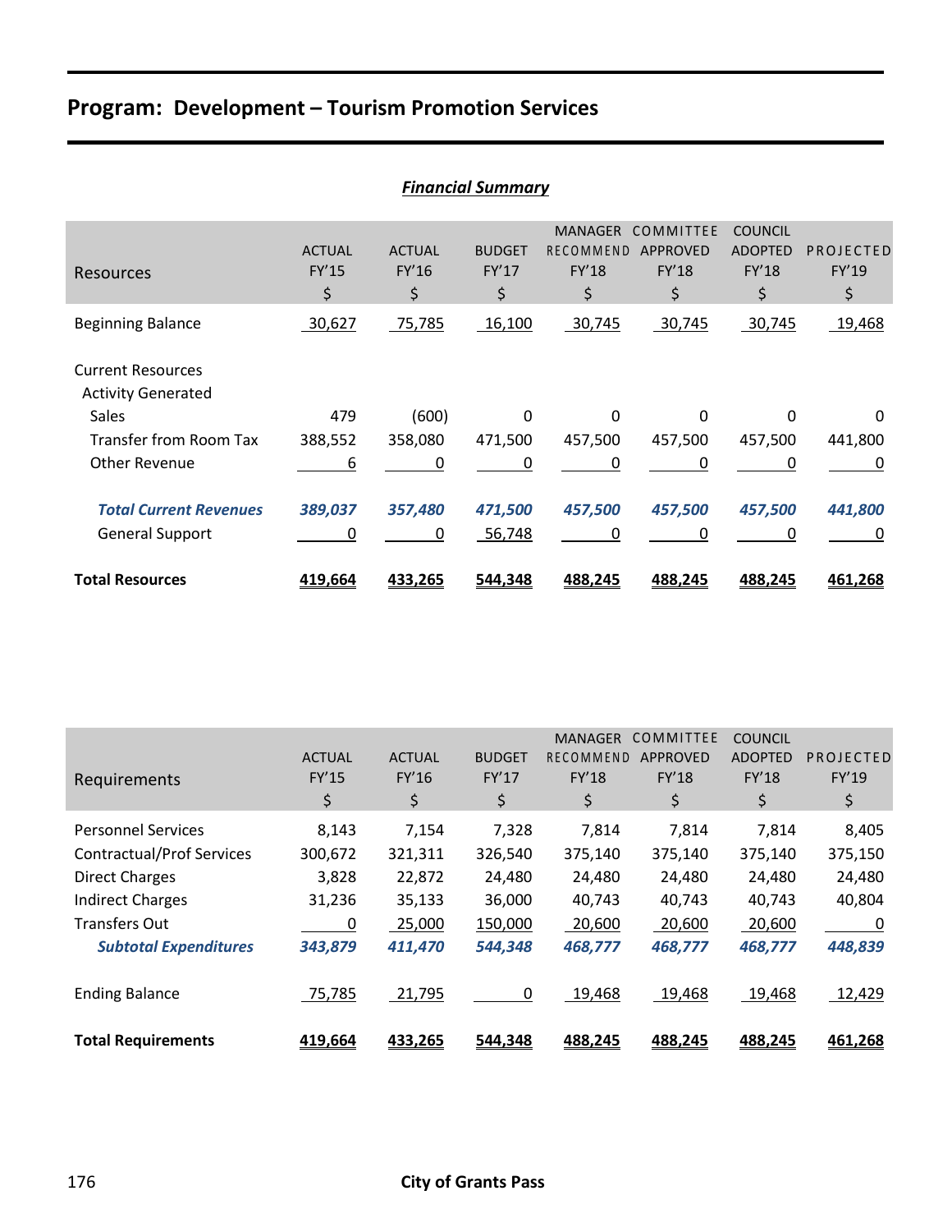## Program: Development – Tourism Promotion Services

***Financial Summary***

| Resources | ACTUAL FY'15 $ | ACTUAL FY'16 $ | BUDGET FY'17 $ | MANAGER RECOMMEND FY'18 $ | COMMITTEE APPROVED FY'18 $ | COUNCIL ADOPTED FY'18 $ | PROJECTED FY'19 $ |
|---|---|---|---|---|---|---|---|
| Beginning Balance | 30,627 | 75,785 | 16,100 | 30,745 | 30,745 | 30,745 | 19,468 |
| Current Resources | | | | | | | |
| Activity Generated | | | | | | | |
| Sales | 479 | (600) | 0 | 0 | 0 | 0 | 0 |
| Transfer from Room Tax | 388,552 | 358,080 | 471,500 | 457,500 | 457,500 | 457,500 | 441,800 |
| Other Revenue | 6 | 0 | 0 | 0 | 0 | 0 | 0 |
| ***Total Current Revenues*** | ***389,037*** | ***357,480*** | ***471,500*** | ***457,500*** | ***457,500*** | ***457,500*** | ***441,800*** |
| General Support | 0 | 0 | 56,748 | 0 | 0 | 0 | 0 |
| **Total Resources** | **419,664** | **433,265** | **544,348** | **488,245** | **488,245** | **488,245** | **461,268** |

| Requirements | ACTUAL FY'15 $ | ACTUAL FY'16 $ | BUDGET FY'17 $ | MANAGER RECOMMEND FY'18 $ | COMMITTEE APPROVED FY'18 $ | COUNCIL ADOPTED FY'18 $ | PROJECTED FY'19 $ |
|---|---|---|---|---|---|---|---|
| Personnel Services | 8,143 | 7,154 | 7,328 | 7,814 | 7,814 | 7,814 | 8,405 |
| Contractual/Prof Services | 300,672 | 321,311 | 326,540 | 375,140 | 375,140 | 375,140 | 375,150 |
| Direct Charges | 3,828 | 22,872 | 24,480 | 24,480 | 24,480 | 24,480 | 24,480 |
| Indirect Charges | 31,236 | 35,133 | 36,000 | 40,743 | 40,743 | 40,743 | 40,804 |
| Transfers Out | 0 | 25,000 | 150,000 | 20,600 | 20,600 | 20,600 | 0 |
| ***Subtotal Expenditures*** | ***343,879*** | ***411,470*** | ***544,348*** | ***468,777*** | ***468,777*** | ***468,777*** | ***448,839*** |
| Ending Balance | 75,785 | 21,795 | 0 | 19,468 | 19,468 | 19,468 | 12,429 |
| **Total Requirements** | **419,664** | **433,265** | **544,348** | **488,245** | **488,245** | **488,245** | **461,268** |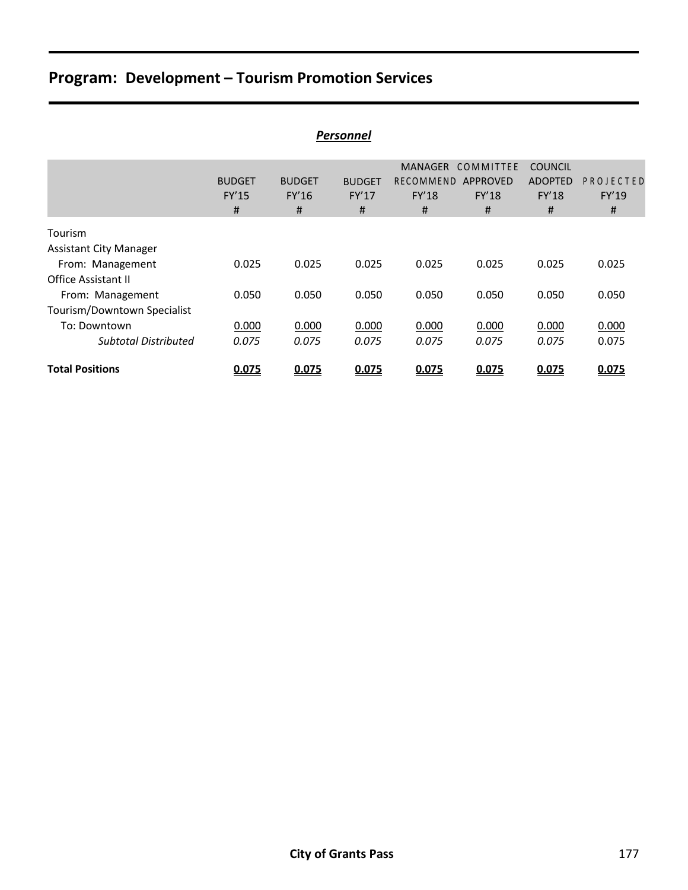# Program: Development – Tourism Promotion Services

***Personnel***

| | BUDGET FY'15 # | BUDGET FY'16 # | BUDGET FY'17 # | MANAGER RECOMMEND FY'18 # | COMMITTEE APPROVED FY'18 # | COUNCIL ADOPTED FY'18 # | PROJECTED FY'19 # |
|---|---|---|---|---|---|---|---|
| Tourism | | | | | | | |
| Assistant City Manager | | | | | | | |
| From: Management | 0.025 | 0.025 | 0.025 | 0.025 | 0.025 | 0.025 | 0.025 |
| Office Assistant II | | | | | | | |
| From: Management | 0.050 | 0.050 | 0.050 | 0.050 | 0.050 | 0.050 | 0.050 |
| Tourism/Downtown Specialist | | | | | | | |
| To: Downtown | 0.000 | 0.000 | 0.000 | 0.000 | 0.000 | 0.000 | 0.000 |
| *Subtotal Distributed* | *0.075* | *0.075* | *0.075* | *0.075* | *0.075* | *0.075* | 0.075 |
| **Total Positions** | **0.075** | **0.075** | **0.075** | **0.075** | **0.075** | **0.075** | **0.075** |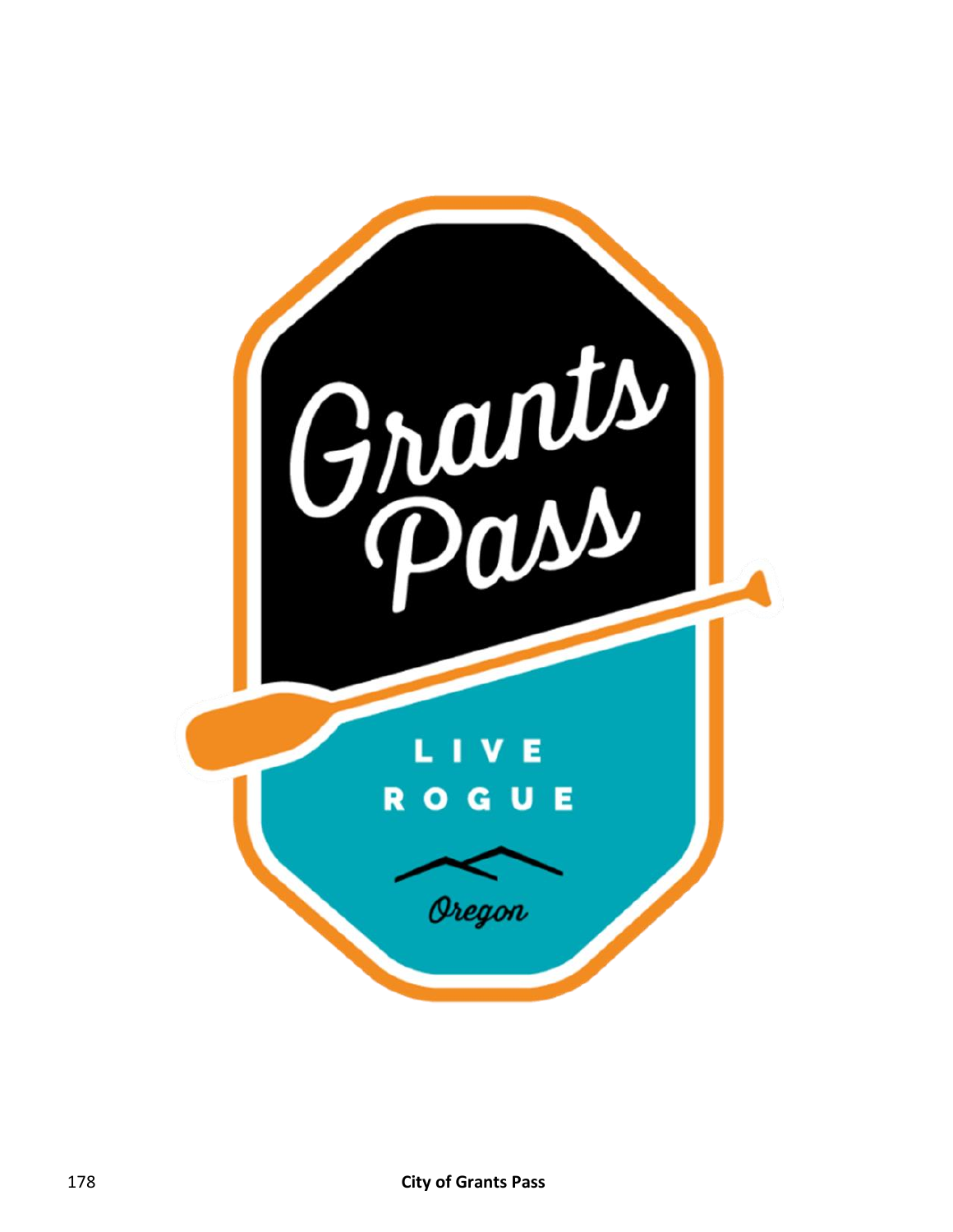Grants Pass

LIVE ROGUE

Oregon